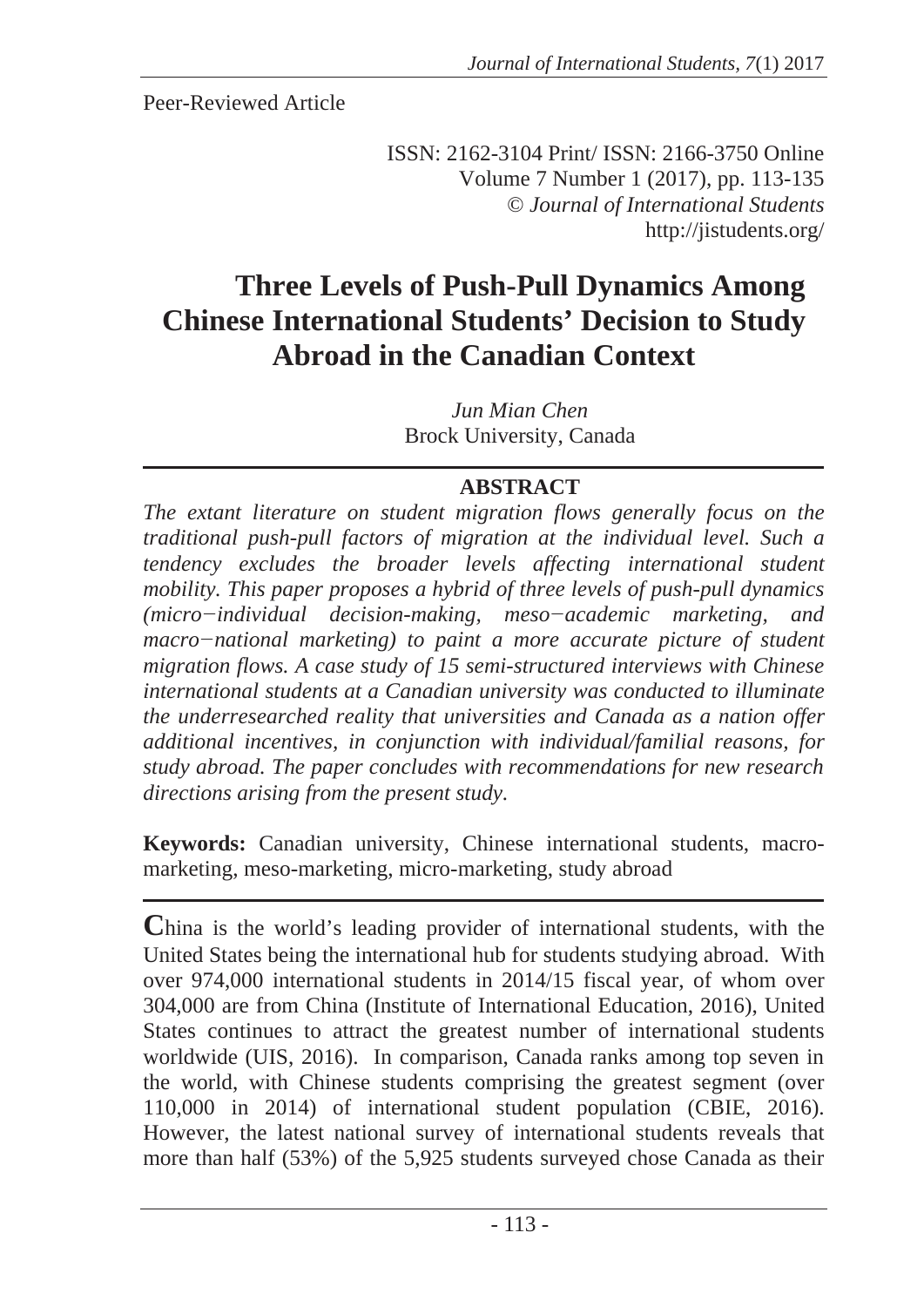Peer-Reviewed Article

ISSN: 2162-3104 Print/ ISSN: 2166-3750 Online
Volume 7 Number 1 (2017), pp. 113-135
© *Journal of International Students*
http://jistudents.org/

# Three Levels of Push-Pull Dynamics Among Chinese International Students' Decision to Study Abroad in the Canadian Context

*Jun Mian Chen*
Brock University, Canada

## ABSTRACT

*The extant literature on student migration flows generally focus on the traditional push-pull factors of migration at the individual level. Such a tendency excludes the broader levels affecting international student mobility. This paper proposes a hybrid of three levels of push-pull dynamics (micro−individual decision-making, meso−academic marketing, and macro−national marketing) to paint a more accurate picture of student migration flows. A case study of 15 semi-structured interviews with Chinese international students at a Canadian university was conducted to illuminate the underresearched reality that universities and Canada as a nation offer additional incentives, in conjunction with individual/familial reasons, for study abroad. The paper concludes with recommendations for new research directions arising from the present study.*

**Keywords:** Canadian university, Chinese international students, macro-marketing, meso-marketing, micro-marketing, study abroad

China is the world's leading provider of international students, with the United States being the international hub for students studying abroad. With over 974,000 international students in 2014/15 fiscal year, of whom over 304,000 are from China (Institute of International Education, 2016), United States continues to attract the greatest number of international students worldwide (UIS, 2016). In comparison, Canada ranks among top seven in the world, with Chinese students comprising the greatest segment (over 110,000 in 2014) of international student population (CBIE, 2016). However, the latest national survey of international students reveals that more than half (53%) of the 5,925 students surveyed chose Canada as their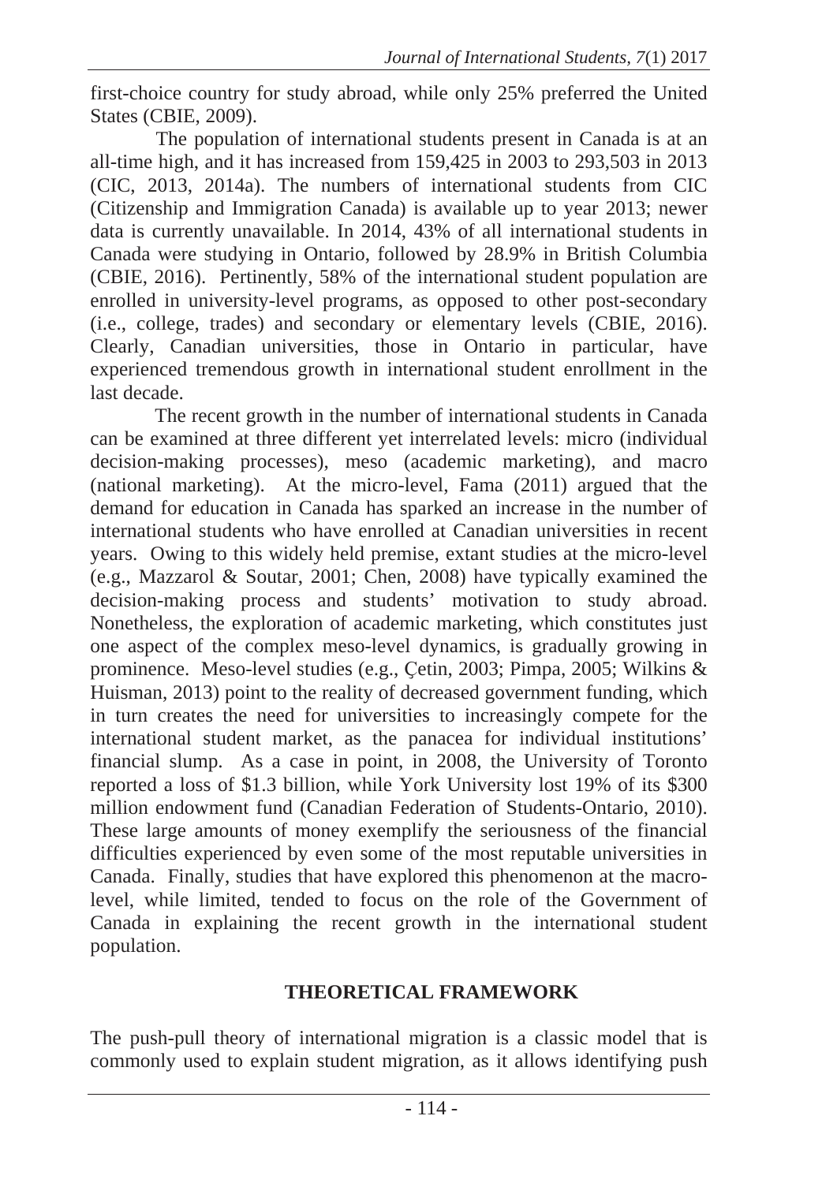first-choice country for study abroad, while only 25% preferred the United States (CBIE, 2009).

The population of international students present in Canada is at an all-time high, and it has increased from 159,425 in 2003 to 293,503 in 2013 (CIC, 2013, 2014a). The numbers of international students from CIC (Citizenship and Immigration Canada) is available up to year 2013; newer data is currently unavailable. In 2014, 43% of all international students in Canada were studying in Ontario, followed by 28.9% in British Columbia (CBIE, 2016). Pertinently, 58% of the international student population are enrolled in university-level programs, as opposed to other post-secondary (i.e., college, trades) and secondary or elementary levels (CBIE, 2016). Clearly, Canadian universities, those in Ontario in particular, have experienced tremendous growth in international student enrollment in the last decade.

The recent growth in the number of international students in Canada can be examined at three different yet interrelated levels: micro (individual decision-making processes), meso (academic marketing), and macro (national marketing). At the micro-level, Fama (2011) argued that the demand for education in Canada has sparked an increase in the number of international students who have enrolled at Canadian universities in recent years. Owing to this widely held premise, extant studies at the micro-level (e.g., Mazzarol & Soutar, 2001; Chen, 2008) have typically examined the decision-making process and students' motivation to study abroad. Nonetheless, the exploration of academic marketing, which constitutes just one aspect of the complex meso-level dynamics, is gradually growing in prominence. Meso-level studies (e.g., Çetin, 2003; Pimpa, 2005; Wilkins & Huisman, 2013) point to the reality of decreased government funding, which in turn creates the need for universities to increasingly compete for the international student market, as the panacea for individual institutions' financial slump. As a case in point, in 2008, the University of Toronto reported a loss of $1.3 billion, while York University lost 19% of its $300 million endowment fund (Canadian Federation of Students-Ontario, 2010). These large amounts of money exemplify the seriousness of the financial difficulties experienced by even some of the most reputable universities in Canada. Finally, studies that have explored this phenomenon at the macro-level, while limited, tended to focus on the role of the Government of Canada in explaining the recent growth in the international student population.

## THEORETICAL FRAMEWORK

The push-pull theory of international migration is a classic model that is commonly used to explain student migration, as it allows identifying push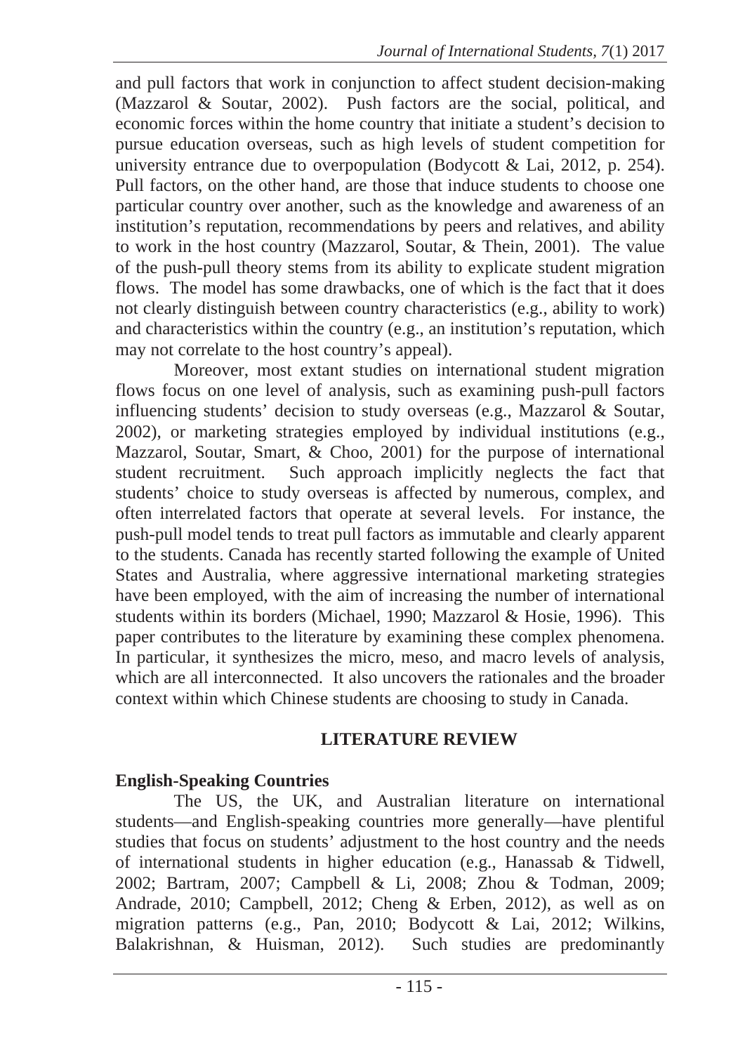and pull factors that work in conjunction to affect student decision-making (Mazzarol & Soutar, 2002). Push factors are the social, political, and economic forces within the home country that initiate a student's decision to pursue education overseas, such as high levels of student competition for university entrance due to overpopulation (Bodycott & Lai, 2012, p. 254). Pull factors, on the other hand, are those that induce students to choose one particular country over another, such as the knowledge and awareness of an institution's reputation, recommendations by peers and relatives, and ability to work in the host country (Mazzarol, Soutar, & Thein, 2001). The value of the push-pull theory stems from its ability to explicate student migration flows. The model has some drawbacks, one of which is the fact that it does not clearly distinguish between country characteristics (e.g., ability to work) and characteristics within the country (e.g., an institution's reputation, which may not correlate to the host country's appeal).

Moreover, most extant studies on international student migration flows focus on one level of analysis, such as examining push-pull factors influencing students' decision to study overseas (e.g., Mazzarol & Soutar, 2002), or marketing strategies employed by individual institutions (e.g., Mazzarol, Soutar, Smart, & Choo, 2001) for the purpose of international student recruitment. Such approach implicitly neglects the fact that students' choice to study overseas is affected by numerous, complex, and often interrelated factors that operate at several levels. For instance, the push-pull model tends to treat pull factors as immutable and clearly apparent to the students. Canada has recently started following the example of United States and Australia, where aggressive international marketing strategies have been employed, with the aim of increasing the number of international students within its borders (Michael, 1990; Mazzarol & Hosie, 1996). This paper contributes to the literature by examining these complex phenomena. In particular, it synthesizes the micro, meso, and macro levels of analysis, which are all interconnected. It also uncovers the rationales and the broader context within which Chinese students are choosing to study in Canada.

## LITERATURE REVIEW

### English-Speaking Countries

The US, the UK, and Australian literature on international students—and English-speaking countries more generally—have plentiful studies that focus on students' adjustment to the host country and the needs of international students in higher education (e.g., Hanassab & Tidwell, 2002; Bartram, 2007; Campbell & Li, 2008; Zhou & Todman, 2009; Andrade, 2010; Campbell, 2012; Cheng & Erben, 2012), as well as on migration patterns (e.g., Pan, 2010; Bodycott & Lai, 2012; Wilkins, Balakrishnan, & Huisman, 2012). Such studies are predominantly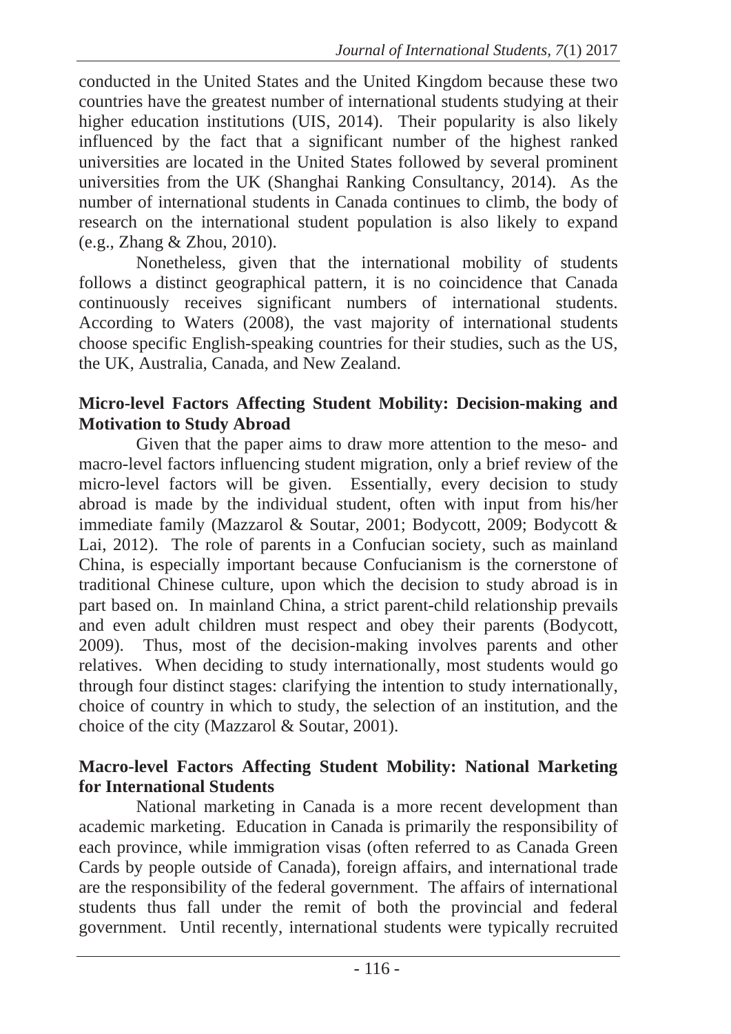conducted in the United States and the United Kingdom because these two countries have the greatest number of international students studying at their higher education institutions (UIS, 2014). Their popularity is also likely influenced by the fact that a significant number of the highest ranked universities are located in the United States followed by several prominent universities from the UK (Shanghai Ranking Consultancy, 2014). As the number of international students in Canada continues to climb, the body of research on the international student population is also likely to expand (e.g., Zhang & Zhou, 2010).

Nonetheless, given that the international mobility of students follows a distinct geographical pattern, it is no coincidence that Canada continuously receives significant numbers of international students. According to Waters (2008), the vast majority of international students choose specific English-speaking countries for their studies, such as the US, the UK, Australia, Canada, and New Zealand.

## Micro-level Factors Affecting Student Mobility: Decision-making and Motivation to Study Abroad

Given that the paper aims to draw more attention to the meso- and macro-level factors influencing student migration, only a brief review of the micro-level factors will be given. Essentially, every decision to study abroad is made by the individual student, often with input from his/her immediate family (Mazzarol & Soutar, 2001; Bodycott, 2009; Bodycott & Lai, 2012). The role of parents in a Confucian society, such as mainland China, is especially important because Confucianism is the cornerstone of traditional Chinese culture, upon which the decision to study abroad is in part based on. In mainland China, a strict parent-child relationship prevails and even adult children must respect and obey their parents (Bodycott, 2009). Thus, most of the decision-making involves parents and other relatives. When deciding to study internationally, most students would go through four distinct stages: clarifying the intention to study internationally, choice of country in which to study, the selection of an institution, and the choice of the city (Mazzarol & Soutar, 2001).

## Macro-level Factors Affecting Student Mobility: National Marketing for International Students

National marketing in Canada is a more recent development than academic marketing. Education in Canada is primarily the responsibility of each province, while immigration visas (often referred to as Canada Green Cards by people outside of Canada), foreign affairs, and international trade are the responsibility of the federal government. The affairs of international students thus fall under the remit of both the provincial and federal government. Until recently, international students were typically recruited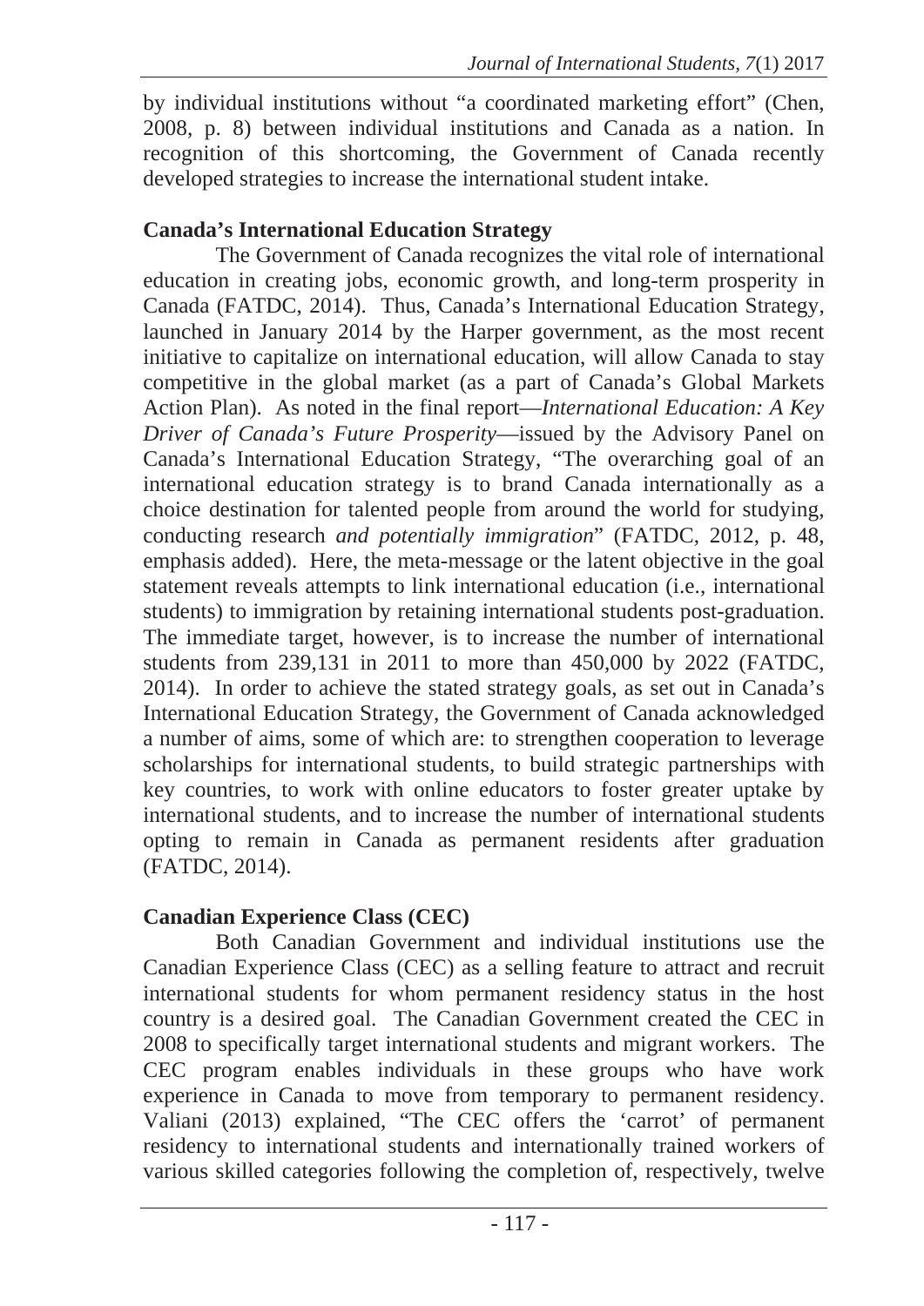by individual institutions without "a coordinated marketing effort" (Chen, 2008, p. 8) between individual institutions and Canada as a nation. In recognition of this shortcoming, the Government of Canada recently developed strategies to increase the international student intake.

## Canada's International Education Strategy

The Government of Canada recognizes the vital role of international education in creating jobs, economic growth, and long-term prosperity in Canada (FATDC, 2014). Thus, Canada's International Education Strategy, launched in January 2014 by the Harper government, as the most recent initiative to capitalize on international education, will allow Canada to stay competitive in the global market (as a part of Canada's Global Markets Action Plan). As noted in the final report—*International Education: A Key Driver of Canada's Future Prosperity*—issued by the Advisory Panel on Canada's International Education Strategy, "The overarching goal of an international education strategy is to brand Canada internationally as a choice destination for talented people from around the world for studying, conducting research *and potentially immigration*" (FATDC, 2012, p. 48, emphasis added). Here, the meta-message or the latent objective in the goal statement reveals attempts to link international education (i.e., international students) to immigration by retaining international students post-graduation. The immediate target, however, is to increase the number of international students from 239,131 in 2011 to more than 450,000 by 2022 (FATDC, 2014). In order to achieve the stated strategy goals, as set out in Canada's International Education Strategy, the Government of Canada acknowledged a number of aims, some of which are: to strengthen cooperation to leverage scholarships for international students, to build strategic partnerships with key countries, to work with online educators to foster greater uptake by international students, and to increase the number of international students opting to remain in Canada as permanent residents after graduation (FATDC, 2014).

## Canadian Experience Class (CEC)

Both Canadian Government and individual institutions use the Canadian Experience Class (CEC) as a selling feature to attract and recruit international students for whom permanent residency status in the host country is a desired goal. The Canadian Government created the CEC in 2008 to specifically target international students and migrant workers. The CEC program enables individuals in these groups who have work experience in Canada to move from temporary to permanent residency. Valiani (2013) explained, "The CEC offers the 'carrot' of permanent residency to international students and internationally trained workers of various skilled categories following the completion of, respectively, twelve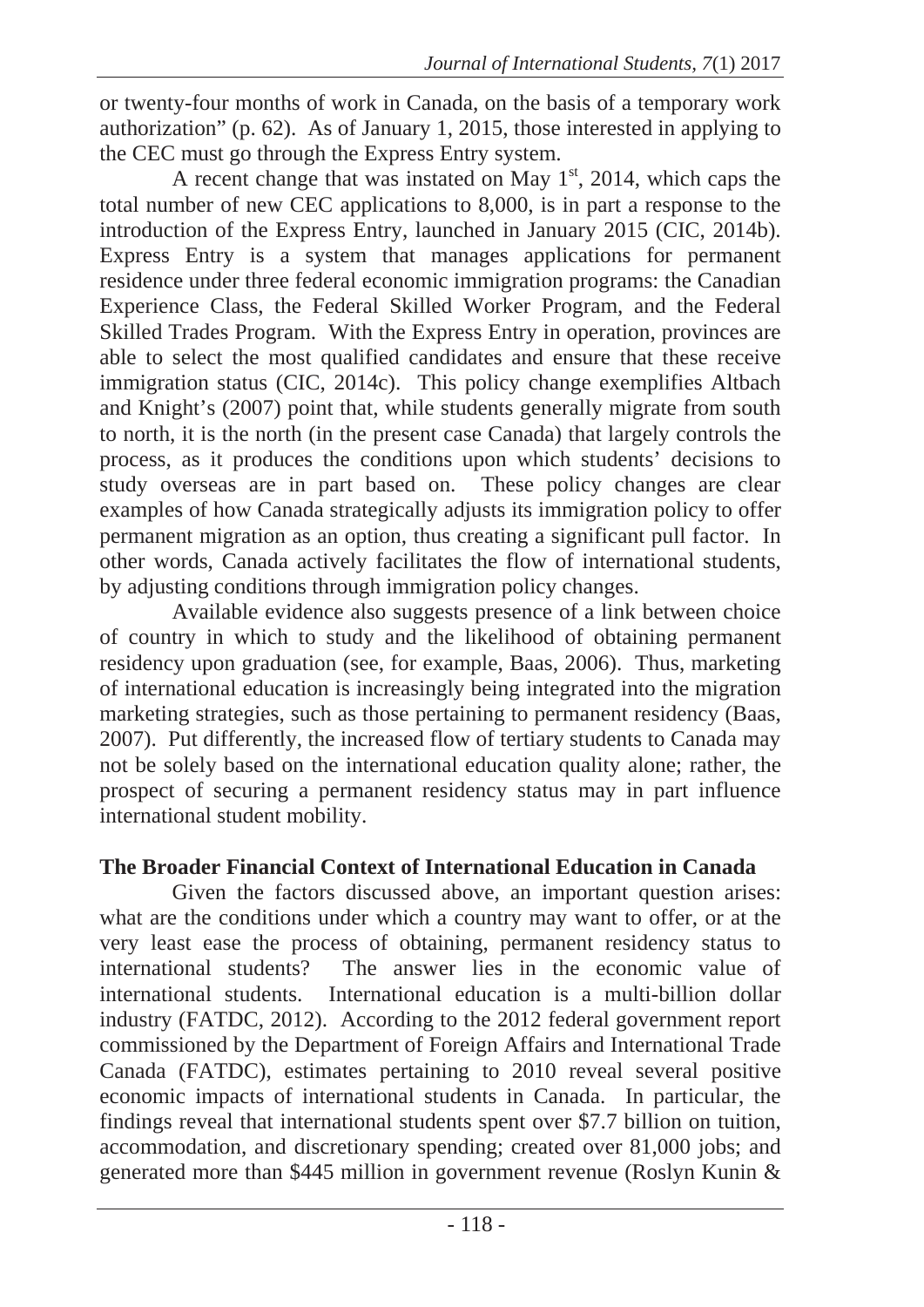or twenty-four months of work in Canada, on the basis of a temporary work authorization" (p. 62). As of January 1, 2015, those interested in applying to the CEC must go through the Express Entry system.

A recent change that was instated on May 1st, 2014, which caps the total number of new CEC applications to 8,000, is in part a response to the introduction of the Express Entry, launched in January 2015 (CIC, 2014b). Express Entry is a system that manages applications for permanent residence under three federal economic immigration programs: the Canadian Experience Class, the Federal Skilled Worker Program, and the Federal Skilled Trades Program. With the Express Entry in operation, provinces are able to select the most qualified candidates and ensure that these receive immigration status (CIC, 2014c). This policy change exemplifies Altbach and Knight's (2007) point that, while students generally migrate from south to north, it is the north (in the present case Canada) that largely controls the process, as it produces the conditions upon which students' decisions to study overseas are in part based on. These policy changes are clear examples of how Canada strategically adjusts its immigration policy to offer permanent migration as an option, thus creating a significant pull factor. In other words, Canada actively facilitates the flow of international students, by adjusting conditions through immigration policy changes.

Available evidence also suggests presence of a link between choice of country in which to study and the likelihood of obtaining permanent residency upon graduation (see, for example, Baas, 2006). Thus, marketing of international education is increasingly being integrated into the migration marketing strategies, such as those pertaining to permanent residency (Baas, 2007). Put differently, the increased flow of tertiary students to Canada may not be solely based on the international education quality alone; rather, the prospect of securing a permanent residency status may in part influence international student mobility.

## The Broader Financial Context of International Education in Canada

Given the factors discussed above, an important question arises: what are the conditions under which a country may want to offer, or at the very least ease the process of obtaining, permanent residency status to international students? The answer lies in the economic value of international students. International education is a multi-billion dollar industry (FATDC, 2012). According to the 2012 federal government report commissioned by the Department of Foreign Affairs and International Trade Canada (FATDC), estimates pertaining to 2010 reveal several positive economic impacts of international students in Canada. In particular, the findings reveal that international students spent over $7.7 billion on tuition, accommodation, and discretionary spending; created over 81,000 jobs; and generated more than $445 million in government revenue (Roslyn Kunin &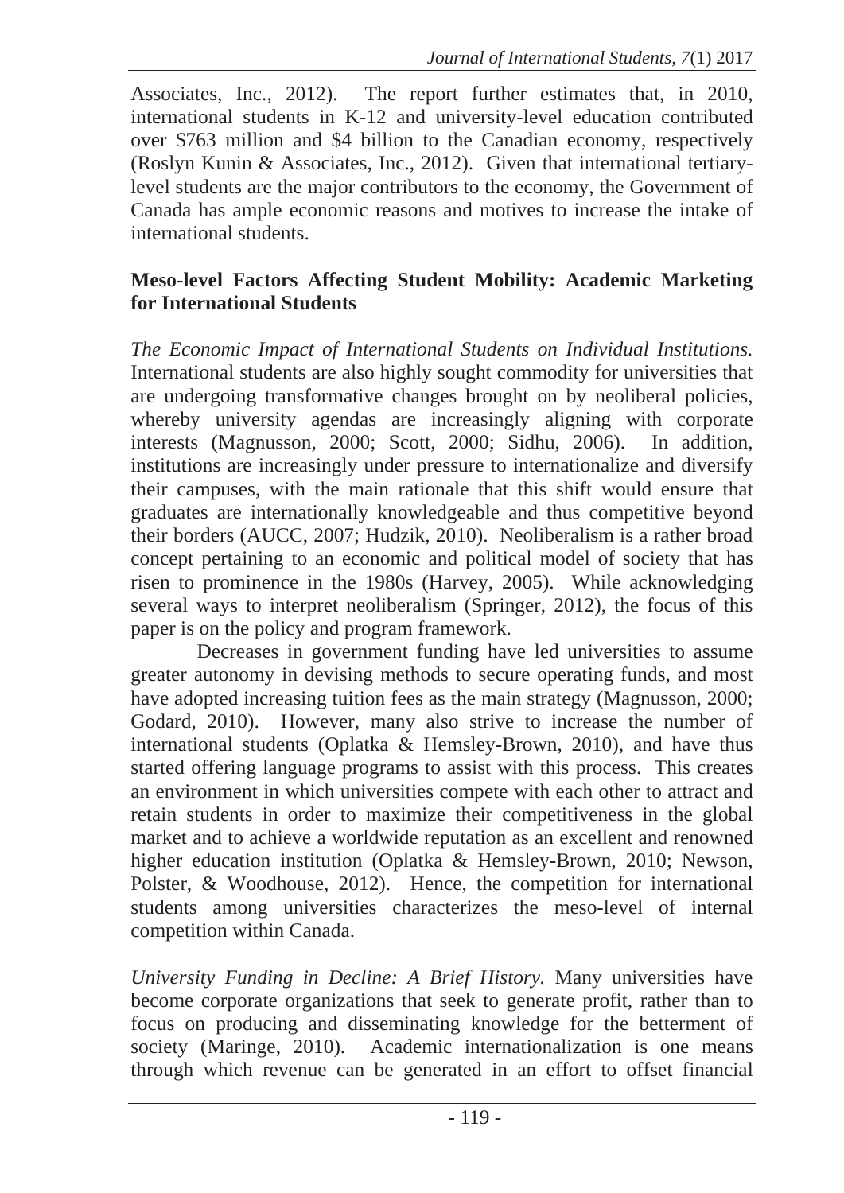Associates, Inc., 2012). The report further estimates that, in 2010, international students in K-12 and university-level education contributed over $763 million and $4 billion to the Canadian economy, respectively (Roslyn Kunin & Associates, Inc., 2012). Given that international tertiary-level students are the major contributors to the economy, the Government of Canada has ample economic reasons and motives to increase the intake of international students.

**Meso-level Factors Affecting Student Mobility: Academic Marketing for International Students**

*The Economic Impact of International Students on Individual Institutions.* International students are also highly sought commodity for universities that are undergoing transformative changes brought on by neoliberal policies, whereby university agendas are increasingly aligning with corporate interests (Magnusson, 2000; Scott, 2000; Sidhu, 2006). In addition, institutions are increasingly under pressure to internationalize and diversify their campuses, with the main rationale that this shift would ensure that graduates are internationally knowledgeable and thus competitive beyond their borders (AUCC, 2007; Hudzik, 2010). Neoliberalism is a rather broad concept pertaining to an economic and political model of society that has risen to prominence in the 1980s (Harvey, 2005). While acknowledging several ways to interpret neoliberalism (Springer, 2012), the focus of this paper is on the policy and program framework.

Decreases in government funding have led universities to assume greater autonomy in devising methods to secure operating funds, and most have adopted increasing tuition fees as the main strategy (Magnusson, 2000; Godard, 2010). However, many also strive to increase the number of international students (Oplatka & Hemsley-Brown, 2010), and have thus started offering language programs to assist with this process. This creates an environment in which universities compete with each other to attract and retain students in order to maximize their competitiveness in the global market and to achieve a worldwide reputation as an excellent and renowned higher education institution (Oplatka & Hemsley-Brown, 2010; Newson, Polster, & Woodhouse, 2012). Hence, the competition for international students among universities characterizes the meso-level of internal competition within Canada.

*University Funding in Decline: A Brief History.* Many universities have become corporate organizations that seek to generate profit, rather than to focus on producing and disseminating knowledge for the betterment of society (Maringe, 2010). Academic internationalization is one means through which revenue can be generated in an effort to offset financial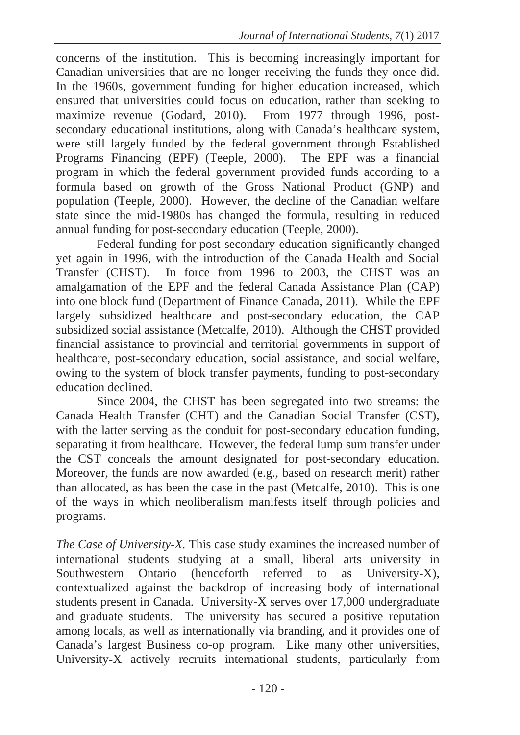concerns of the institution. This is becoming increasingly important for Canadian universities that are no longer receiving the funds they once did. In the 1960s, government funding for higher education increased, which ensured that universities could focus on education, rather than seeking to maximize revenue (Godard, 2010). From 1977 through 1996, post-secondary educational institutions, along with Canada's healthcare system, were still largely funded by the federal government through Established Programs Financing (EPF) (Teeple, 2000). The EPF was a financial program in which the federal government provided funds according to a formula based on growth of the Gross National Product (GNP) and population (Teeple, 2000). However, the decline of the Canadian welfare state since the mid-1980s has changed the formula, resulting in reduced annual funding for post-secondary education (Teeple, 2000).

Federal funding for post-secondary education significantly changed yet again in 1996, with the introduction of the Canada Health and Social Transfer (CHST). In force from 1996 to 2003, the CHST was an amalgamation of the EPF and the federal Canada Assistance Plan (CAP) into one block fund (Department of Finance Canada, 2011). While the EPF largely subsidized healthcare and post-secondary education, the CAP subsidized social assistance (Metcalfe, 2010). Although the CHST provided financial assistance to provincial and territorial governments in support of healthcare, post-secondary education, social assistance, and social welfare, owing to the system of block transfer payments, funding to post-secondary education declined.

Since 2004, the CHST has been segregated into two streams: the Canada Health Transfer (CHT) and the Canadian Social Transfer (CST), with the latter serving as the conduit for post-secondary education funding, separating it from healthcare. However, the federal lump sum transfer under the CST conceals the amount designated for post-secondary education. Moreover, the funds are now awarded (e.g., based on research merit) rather than allocated, as has been the case in the past (Metcalfe, 2010). This is one of the ways in which neoliberalism manifests itself through policies and programs.

*The Case of University-X.* This case study examines the increased number of international students studying at a small, liberal arts university in Southwestern Ontario (henceforth referred to as University-X), contextualized against the backdrop of increasing body of international students present in Canada. University-X serves over 17,000 undergraduate and graduate students. The university has secured a positive reputation among locals, as well as internationally via branding, and it provides one of Canada's largest Business co-op program. Like many other universities, University-X actively recruits international students, particularly from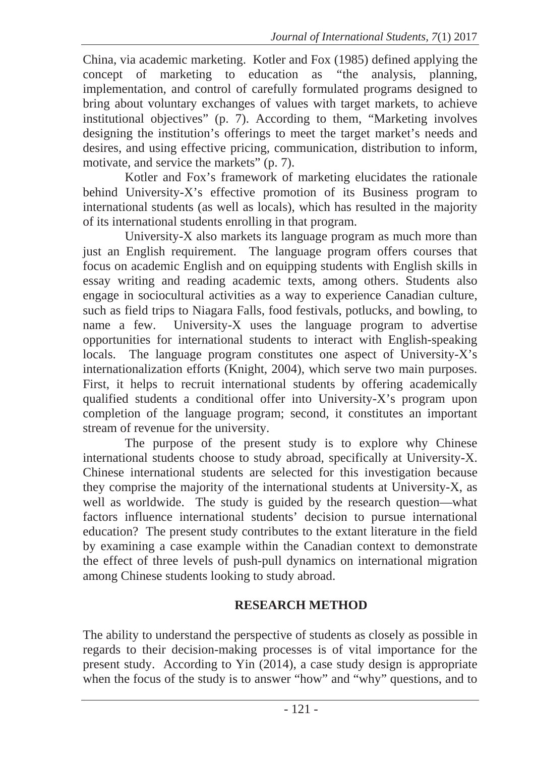China, via academic marketing. Kotler and Fox (1985) defined applying the concept of marketing to education as "the analysis, planning, implementation, and control of carefully formulated programs designed to bring about voluntary exchanges of values with target markets, to achieve institutional objectives" (p. 7). According to them, "Marketing involves designing the institution's offerings to meet the target market's needs and desires, and using effective pricing, communication, distribution to inform, motivate, and service the markets" (p. 7).

Kotler and Fox's framework of marketing elucidates the rationale behind University-X's effective promotion of its Business program to international students (as well as locals), which has resulted in the majority of its international students enrolling in that program.

University-X also markets its language program as much more than just an English requirement. The language program offers courses that focus on academic English and on equipping students with English skills in essay writing and reading academic texts, among others. Students also engage in sociocultural activities as a way to experience Canadian culture, such as field trips to Niagara Falls, food festivals, potlucks, and bowling, to name a few. University-X uses the language program to advertise opportunities for international students to interact with English-speaking locals. The language program constitutes one aspect of University-X's internationalization efforts (Knight, 2004), which serve two main purposes. First, it helps to recruit international students by offering academically qualified students a conditional offer into University-X's program upon completion of the language program; second, it constitutes an important stream of revenue for the university.

The purpose of the present study is to explore why Chinese international students choose to study abroad, specifically at University-X. Chinese international students are selected for this investigation because they comprise the majority of the international students at University-X, as well as worldwide. The study is guided by the research question—what factors influence international students' decision to pursue international education? The present study contributes to the extant literature in the field by examining a case example within the Canadian context to demonstrate the effect of three levels of push-pull dynamics on international migration among Chinese students looking to study abroad.

## RESEARCH METHOD

The ability to understand the perspective of students as closely as possible in regards to their decision-making processes is of vital importance for the present study. According to Yin (2014), a case study design is appropriate when the focus of the study is to answer "how" and "why" questions, and to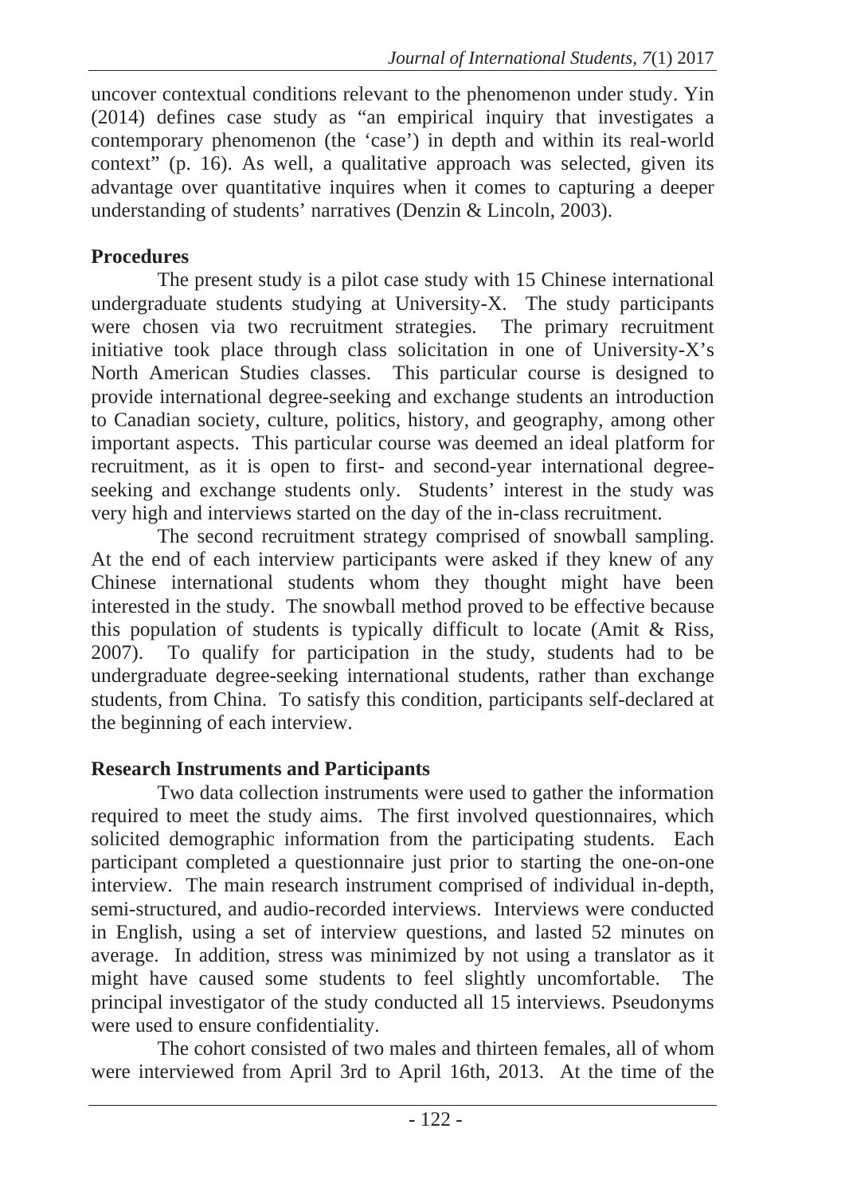uncover contextual conditions relevant to the phenomenon under study. Yin (2014) defines case study as "an empirical inquiry that investigates a contemporary phenomenon (the 'case') in depth and within its real-world context" (p. 16). As well, a qualitative approach was selected, given its advantage over quantitative inquires when it comes to capturing a deeper understanding of students' narratives (Denzin & Lincoln, 2003).

### Procedures

The present study is a pilot case study with 15 Chinese international undergraduate students studying at University-X. The study participants were chosen via two recruitment strategies. The primary recruitment initiative took place through class solicitation in one of University-X's North American Studies classes. This particular course is designed to provide international degree-seeking and exchange students an introduction to Canadian society, culture, politics, history, and geography, among other important aspects. This particular course was deemed an ideal platform for recruitment, as it is open to first- and second-year international degree-seeking and exchange students only. Students' interest in the study was very high and interviews started on the day of the in-class recruitment.

The second recruitment strategy comprised of snowball sampling. At the end of each interview participants were asked if they knew of any Chinese international students whom they thought might have been interested in the study. The snowball method proved to be effective because this population of students is typically difficult to locate (Amit & Riss, 2007). To qualify for participation in the study, students had to be undergraduate degree-seeking international students, rather than exchange students, from China. To satisfy this condition, participants self-declared at the beginning of each interview.

### Research Instruments and Participants

Two data collection instruments were used to gather the information required to meet the study aims. The first involved questionnaires, which solicited demographic information from the participating students. Each participant completed a questionnaire just prior to starting the one-on-one interview. The main research instrument comprised of individual in-depth, semi-structured, and audio-recorded interviews. Interviews were conducted in English, using a set of interview questions, and lasted 52 minutes on average. In addition, stress was minimized by not using a translator as it might have caused some students to feel slightly uncomfortable. The principal investigator of the study conducted all 15 interviews. Pseudonyms were used to ensure confidentiality.

The cohort consisted of two males and thirteen females, all of whom were interviewed from April 3rd to April 16th, 2013. At the time of the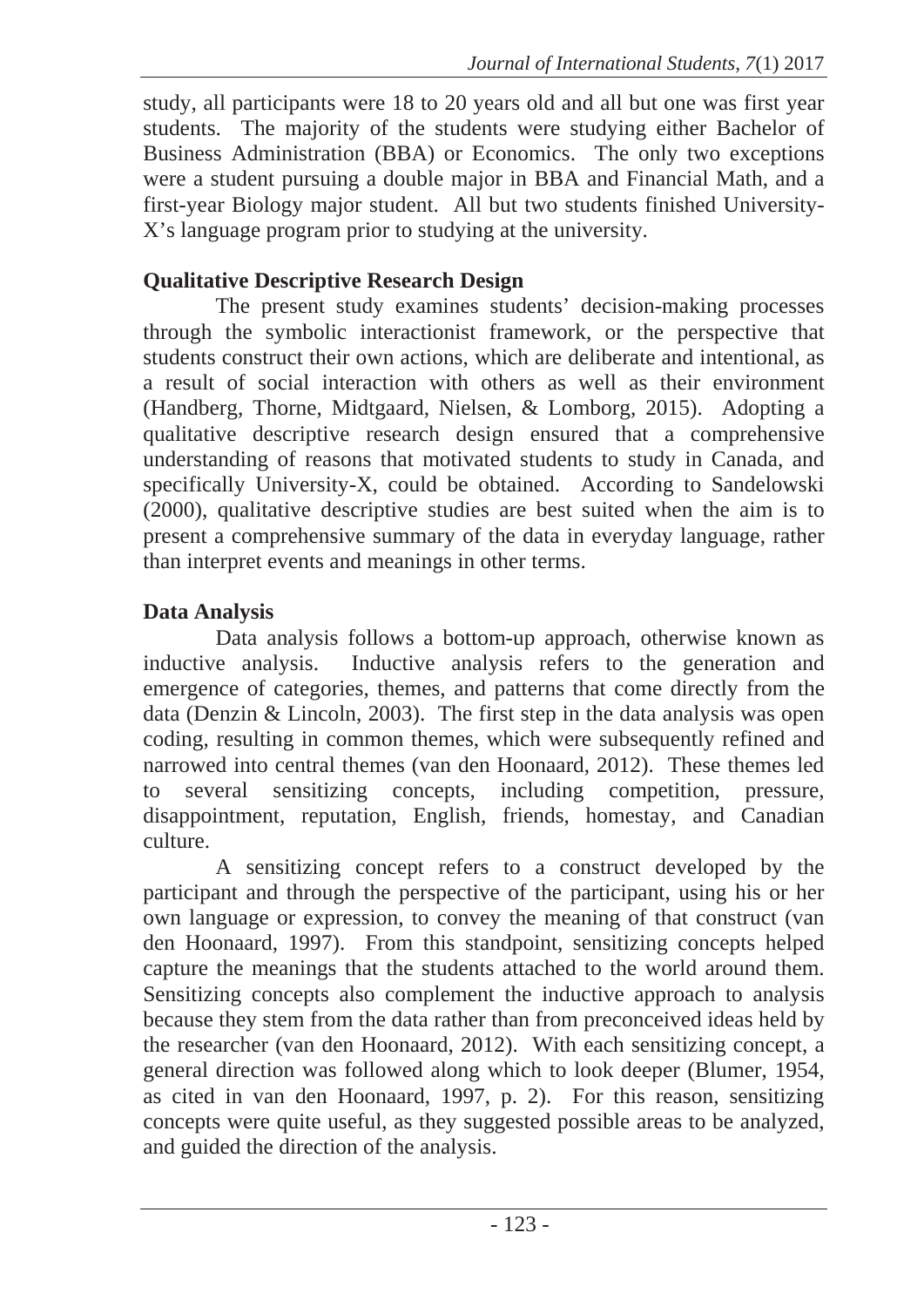study, all participants were 18 to 20 years old and all but one was first year students. The majority of the students were studying either Bachelor of Business Administration (BBA) or Economics. The only two exceptions were a student pursuing a double major in BBA and Financial Math, and a first-year Biology major student. All but two students finished University-X's language program prior to studying at the university.

## Qualitative Descriptive Research Design

The present study examines students' decision-making processes through the symbolic interactionist framework, or the perspective that students construct their own actions, which are deliberate and intentional, as a result of social interaction with others as well as their environment (Handberg, Thorne, Midtgaard, Nielsen, & Lomborg, 2015). Adopting a qualitative descriptive research design ensured that a comprehensive understanding of reasons that motivated students to study in Canada, and specifically University-X, could be obtained. According to Sandelowski (2000), qualitative descriptive studies are best suited when the aim is to present a comprehensive summary of the data in everyday language, rather than interpret events and meanings in other terms.

## Data Analysis

Data analysis follows a bottom-up approach, otherwise known as inductive analysis. Inductive analysis refers to the generation and emergence of categories, themes, and patterns that come directly from the data (Denzin & Lincoln, 2003). The first step in the data analysis was open coding, resulting in common themes, which were subsequently refined and narrowed into central themes (van den Hoonaard, 2012). These themes led to several sensitizing concepts, including competition, pressure, disappointment, reputation, English, friends, homestay, and Canadian culture.

A sensitizing concept refers to a construct developed by the participant and through the perspective of the participant, using his or her own language or expression, to convey the meaning of that construct (van den Hoonaard, 1997). From this standpoint, sensitizing concepts helped capture the meanings that the students attached to the world around them. Sensitizing concepts also complement the inductive approach to analysis because they stem from the data rather than from preconceived ideas held by the researcher (van den Hoonaard, 2012). With each sensitizing concept, a general direction was followed along which to look deeper (Blumer, 1954, as cited in van den Hoonaard, 1997, p. 2). For this reason, sensitizing concepts were quite useful, as they suggested possible areas to be analyzed, and guided the direction of the analysis.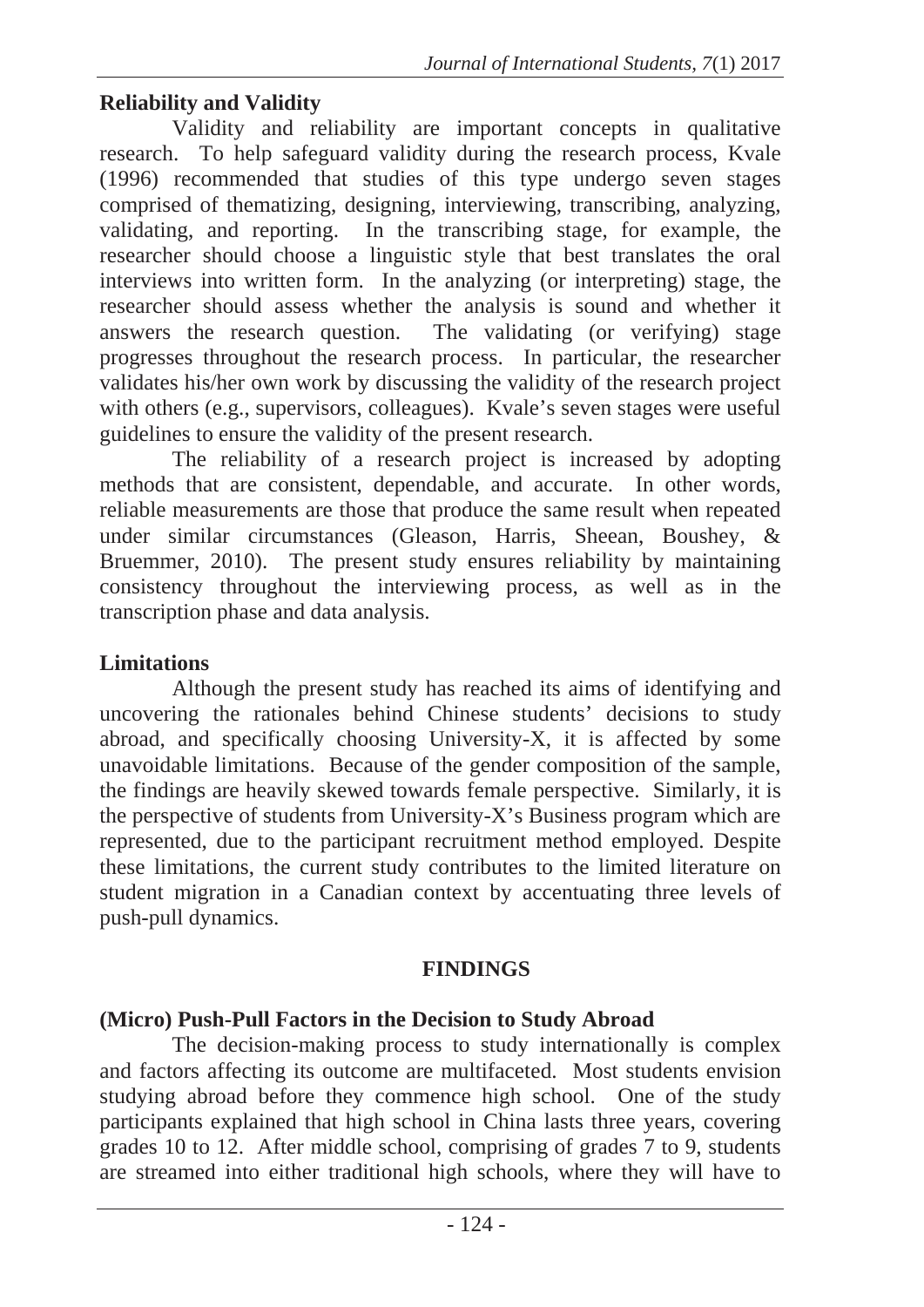## Reliability and Validity

Validity and reliability are important concepts in qualitative research. To help safeguard validity during the research process, Kvale (1996) recommended that studies of this type undergo seven stages comprised of thematizing, designing, interviewing, transcribing, analyzing, validating, and reporting. In the transcribing stage, for example, the researcher should choose a linguistic style that best translates the oral interviews into written form. In the analyzing (or interpreting) stage, the researcher should assess whether the analysis is sound and whether it answers the research question. The validating (or verifying) stage progresses throughout the research process. In particular, the researcher validates his/her own work by discussing the validity of the research project with others (e.g., supervisors, colleagues). Kvale's seven stages were useful guidelines to ensure the validity of the present research.

The reliability of a research project is increased by adopting methods that are consistent, dependable, and accurate. In other words, reliable measurements are those that produce the same result when repeated under similar circumstances (Gleason, Harris, Sheean, Boushey, & Bruemmer, 2010). The present study ensures reliability by maintaining consistency throughout the interviewing process, as well as in the transcription phase and data analysis.

## Limitations

Although the present study has reached its aims of identifying and uncovering the rationales behind Chinese students' decisions to study abroad, and specifically choosing University-X, it is affected by some unavoidable limitations. Because of the gender composition of the sample, the findings are heavily skewed towards female perspective. Similarly, it is the perspective of students from University-X's Business program which are represented, due to the participant recruitment method employed. Despite these limitations, the current study contributes to the limited literature on student migration in a Canadian context by accentuating three levels of push-pull dynamics.

# FINDINGS

## (Micro) Push-Pull Factors in the Decision to Study Abroad

The decision-making process to study internationally is complex and factors affecting its outcome are multifaceted. Most students envision studying abroad before they commence high school. One of the study participants explained that high school in China lasts three years, covering grades 10 to 12. After middle school, comprising of grades 7 to 9, students are streamed into either traditional high schools, where they will have to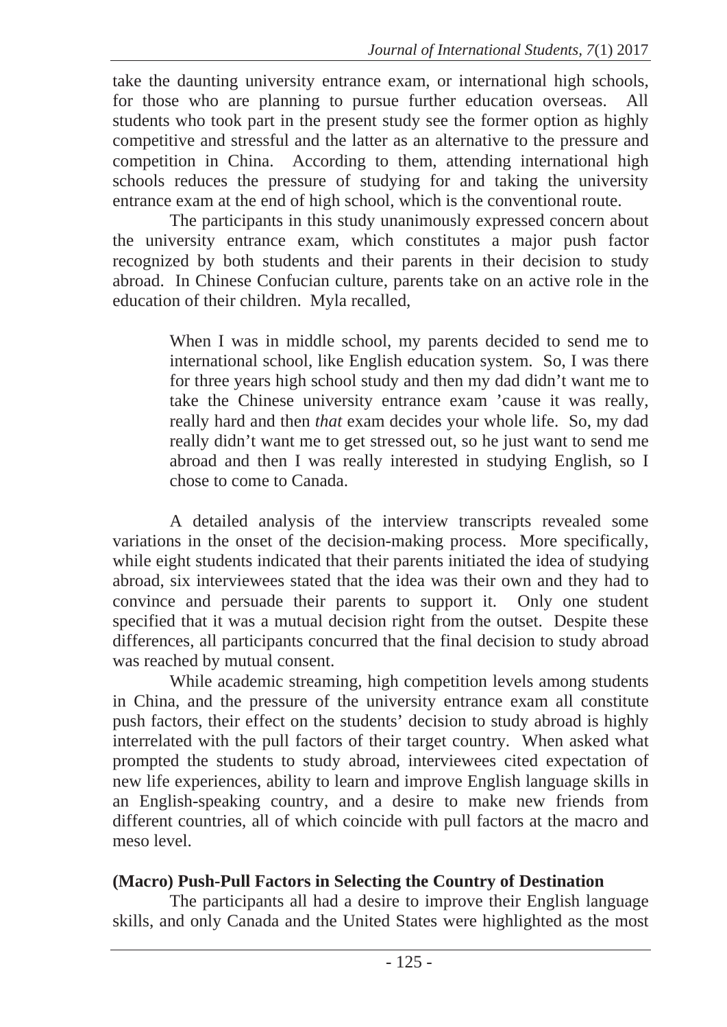take the daunting university entrance exam, or international high schools, for those who are planning to pursue further education overseas. All students who took part in the present study see the former option as highly competitive and stressful and the latter as an alternative to the pressure and competition in China. According to them, attending international high schools reduces the pressure of studying for and taking the university entrance exam at the end of high school, which is the conventional route.

The participants in this study unanimously expressed concern about the university entrance exam, which constitutes a major push factor recognized by both students and their parents in their decision to study abroad. In Chinese Confucian culture, parents take on an active role in the education of their children. Myla recalled,

> When I was in middle school, my parents decided to send me to international school, like English education system. So, I was there for three years high school study and then my dad didn't want me to take the Chinese university entrance exam 'cause it was really, really hard and then *that* exam decides your whole life. So, my dad really didn't want me to get stressed out, so he just want to send me abroad and then I was really interested in studying English, so I chose to come to Canada.

A detailed analysis of the interview transcripts revealed some variations in the onset of the decision-making process. More specifically, while eight students indicated that their parents initiated the idea of studying abroad, six interviewees stated that the idea was their own and they had to convince and persuade their parents to support it. Only one student specified that it was a mutual decision right from the outset. Despite these differences, all participants concurred that the final decision to study abroad was reached by mutual consent.

While academic streaming, high competition levels among students in China, and the pressure of the university entrance exam all constitute push factors, their effect on the students' decision to study abroad is highly interrelated with the pull factors of their target country. When asked what prompted the students to study abroad, interviewees cited expectation of new life experiences, ability to learn and improve English language skills in an English-speaking country, and a desire to make new friends from different countries, all of which coincide with pull factors at the macro and meso level.

**(Macro) Push-Pull Factors in Selecting the Country of Destination**

The participants all had a desire to improve their English language skills, and only Canada and the United States were highlighted as the most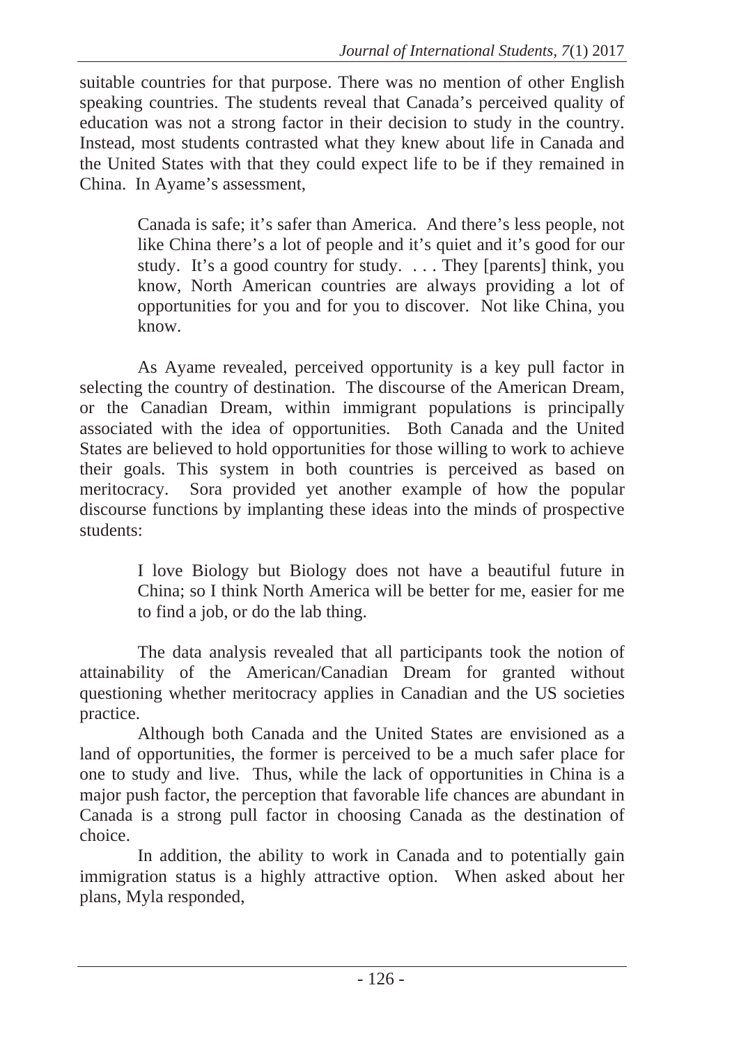suitable countries for that purpose. There was no mention of other English speaking countries. The students reveal that Canada's perceived quality of education was not a strong factor in their decision to study in the country. Instead, most students contrasted what they knew about life in Canada and the United States with that they could expect life to be if they remained in China. In Ayame's assessment,

> Canada is safe; it's safer than America. And there's less people, not like China there's a lot of people and it's quiet and it's good for our study. It's a good country for study. . . . They [parents] think, you know, North American countries are always providing a lot of opportunities for you and for you to discover. Not like China, you know.

As Ayame revealed, perceived opportunity is a key pull factor in selecting the country of destination. The discourse of the American Dream, or the Canadian Dream, within immigrant populations is principally associated with the idea of opportunities. Both Canada and the United States are believed to hold opportunities for those willing to work to achieve their goals. This system in both countries is perceived as based on meritocracy. Sora provided yet another example of how the popular discourse functions by implanting these ideas into the minds of prospective students:

> I love Biology but Biology does not have a beautiful future in China; so I think North America will be better for me, easier for me to find a job, or do the lab thing.

The data analysis revealed that all participants took the notion of attainability of the American/Canadian Dream for granted without questioning whether meritocracy applies in Canadian and the US societies practice.

Although both Canada and the United States are envisioned as a land of opportunities, the former is perceived to be a much safer place for one to study and live. Thus, while the lack of opportunities in China is a major push factor, the perception that favorable life chances are abundant in Canada is a strong pull factor in choosing Canada as the destination of choice.

In addition, the ability to work in Canada and to potentially gain immigration status is a highly attractive option. When asked about her plans, Myla responded,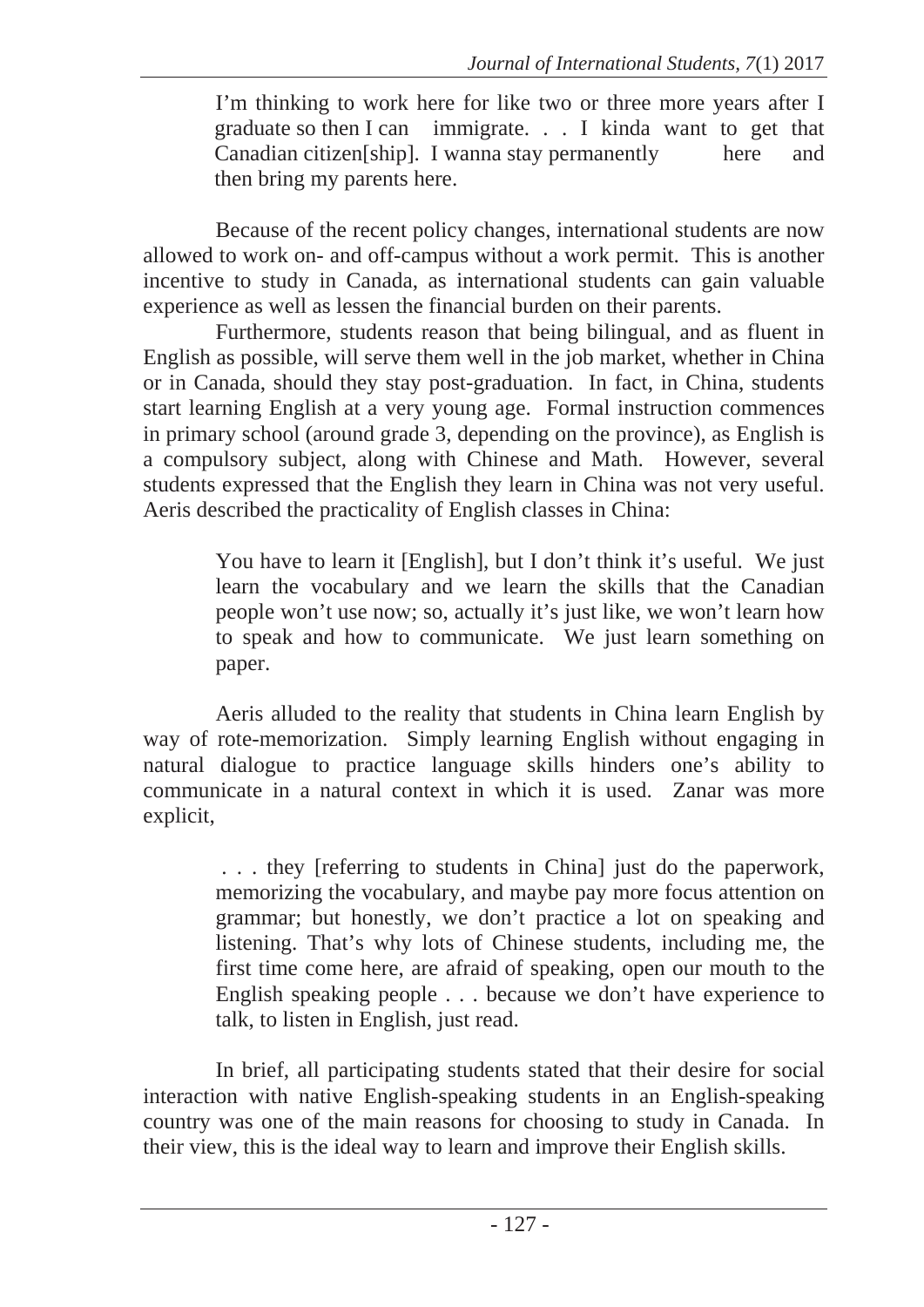> I'm thinking to work here for like two or three more years after I graduate so then I can immigrate. . . I kinda want to get that Canadian citizen[ship]. I wanna stay permanently here and then bring my parents here.

Because of the recent policy changes, international students are now allowed to work on- and off-campus without a work permit. This is another incentive to study in Canada, as international students can gain valuable experience as well as lessen the financial burden on their parents.

Furthermore, students reason that being bilingual, and as fluent in English as possible, will serve them well in the job market, whether in China or in Canada, should they stay post-graduation. In fact, in China, students start learning English at a very young age. Formal instruction commences in primary school (around grade 3, depending on the province), as English is a compulsory subject, along with Chinese and Math. However, several students expressed that the English they learn in China was not very useful. Aeris described the practicality of English classes in China:

> You have to learn it [English], but I don't think it's useful. We just learn the vocabulary and we learn the skills that the Canadian people won't use now; so, actually it's just like, we won't learn how to speak and how to communicate. We just learn something on paper.

Aeris alluded to the reality that students in China learn English by way of rote-memorization. Simply learning English without engaging in natural dialogue to practice language skills hinders one's ability to communicate in a natural context in which it is used. Zanar was more explicit,

> . . . they [referring to students in China] just do the paperwork, memorizing the vocabulary, and maybe pay more focus attention on grammar; but honestly, we don't practice a lot on speaking and listening. That's why lots of Chinese students, including me, the first time come here, are afraid of speaking, open our mouth to the English speaking people . . . because we don't have experience to talk, to listen in English, just read.

In brief, all participating students stated that their desire for social interaction with native English-speaking students in an English-speaking country was one of the main reasons for choosing to study in Canada. In their view, this is the ideal way to learn and improve their English skills.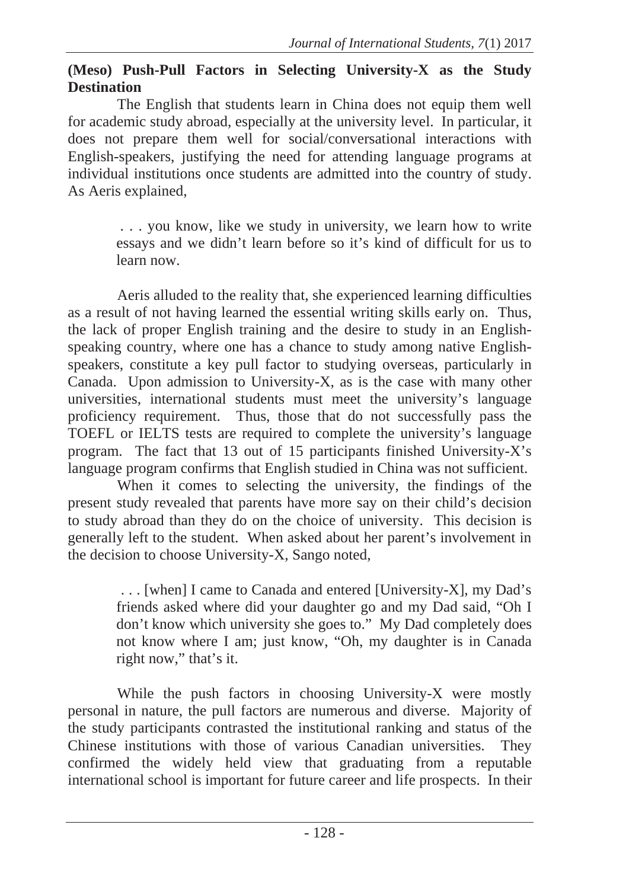**(Meso) Push-Pull Factors in Selecting University-X as the Study Destination**

The English that students learn in China does not equip them well for academic study abroad, especially at the university level. In particular, it does not prepare them well for social/conversational interactions with English-speakers, justifying the need for attending language programs at individual institutions once students are admitted into the country of study. As Aeris explained,

> . . . you know, like we study in university, we learn how to write essays and we didn't learn before so it's kind of difficult for us to learn now.

Aeris alluded to the reality that, she experienced learning difficulties as a result of not having learned the essential writing skills early on. Thus, the lack of proper English training and the desire to study in an English-speaking country, where one has a chance to study among native English-speakers, constitute a key pull factor to studying overseas, particularly in Canada. Upon admission to University-X, as is the case with many other universities, international students must meet the university's language proficiency requirement. Thus, those that do not successfully pass the TOEFL or IELTS tests are required to complete the university's language program. The fact that 13 out of 15 participants finished University-X's language program confirms that English studied in China was not sufficient.

When it comes to selecting the university, the findings of the present study revealed that parents have more say on their child's decision to study abroad than they do on the choice of university. This decision is generally left to the student. When asked about her parent's involvement in the decision to choose University-X, Sango noted,

> . . . [when] I came to Canada and entered [University-X], my Dad's friends asked where did your daughter go and my Dad said, "Oh I don't know which university she goes to." My Dad completely does not know where I am; just know, "Oh, my daughter is in Canada right now," that's it.

While the push factors in choosing University-X were mostly personal in nature, the pull factors are numerous and diverse. Majority of the study participants contrasted the institutional ranking and status of the Chinese institutions with those of various Canadian universities. They confirmed the widely held view that graduating from a reputable international school is important for future career and life prospects. In their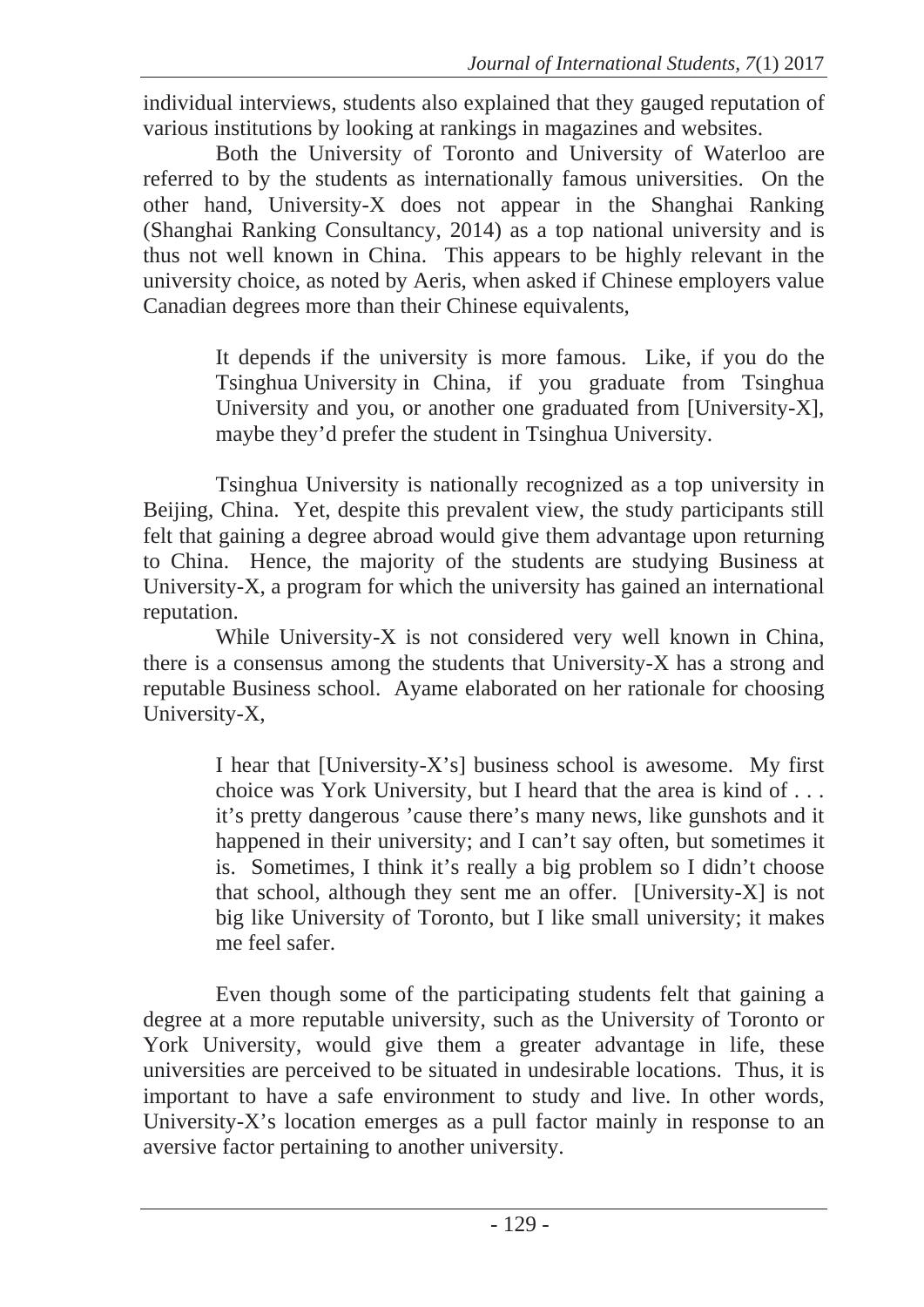individual interviews, students also explained that they gauged reputation of various institutions by looking at rankings in magazines and websites.

Both the University of Toronto and University of Waterloo are referred to by the students as internationally famous universities. On the other hand, University-X does not appear in the Shanghai Ranking (Shanghai Ranking Consultancy, 2014) as a top national university and is thus not well known in China. This appears to be highly relevant in the university choice, as noted by Aeris, when asked if Chinese employers value Canadian degrees more than their Chinese equivalents,

> It depends if the university is more famous. Like, if you do the Tsinghua University in China, if you graduate from Tsinghua University and you, or another one graduated from [University-X], maybe they'd prefer the student in Tsinghua University.

Tsinghua University is nationally recognized as a top university in Beijing, China. Yet, despite this prevalent view, the study participants still felt that gaining a degree abroad would give them advantage upon returning to China. Hence, the majority of the students are studying Business at University-X, a program for which the university has gained an international reputation.

While University-X is not considered very well known in China, there is a consensus among the students that University-X has a strong and reputable Business school. Ayame elaborated on her rationale for choosing University-X,

> I hear that [University-X's] business school is awesome. My first choice was York University, but I heard that the area is kind of . . . it's pretty dangerous 'cause there's many news, like gunshots and it happened in their university; and I can't say often, but sometimes it is. Sometimes, I think it's really a big problem so I didn't choose that school, although they sent me an offer. [University-X] is not big like University of Toronto, but I like small university; it makes me feel safer.

Even though some of the participating students felt that gaining a degree at a more reputable university, such as the University of Toronto or York University, would give them a greater advantage in life, these universities are perceived to be situated in undesirable locations. Thus, it is important to have a safe environment to study and live. In other words, University-X's location emerges as a pull factor mainly in response to an aversive factor pertaining to another university.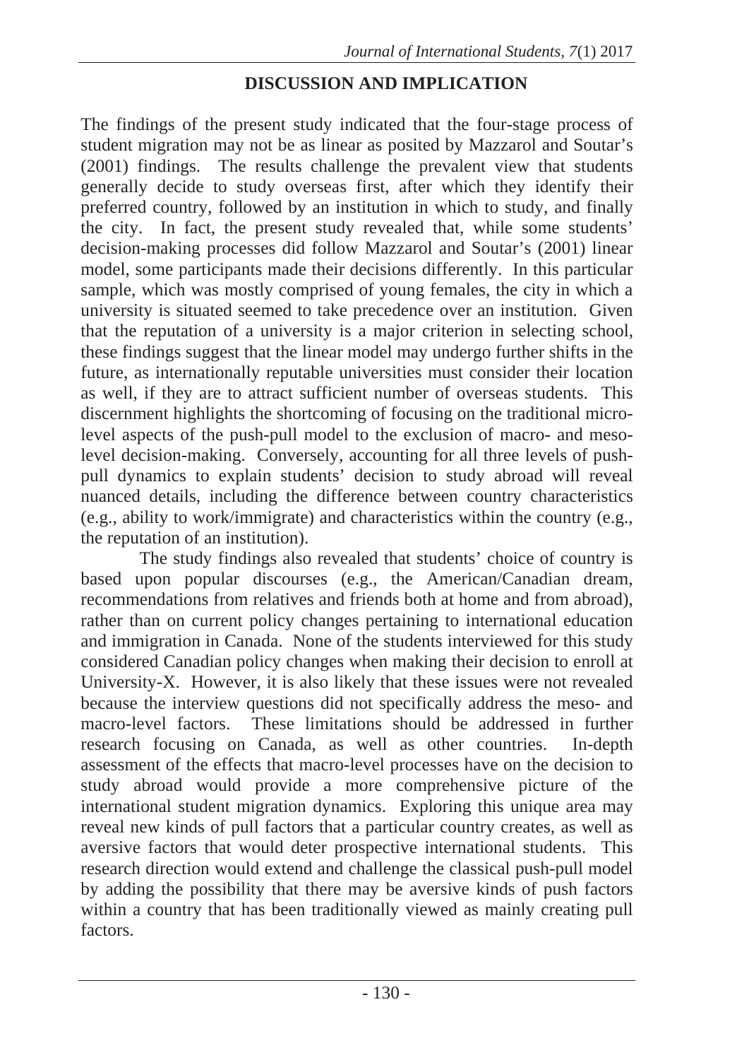## DISCUSSION AND IMPLICATION

The findings of the present study indicated that the four-stage process of student migration may not be as linear as posited by Mazzarol and Soutar's (2001) findings. The results challenge the prevalent view that students generally decide to study overseas first, after which they identify their preferred country, followed by an institution in which to study, and finally the city. In fact, the present study revealed that, while some students' decision-making processes did follow Mazzarol and Soutar's (2001) linear model, some participants made their decisions differently. In this particular sample, which was mostly comprised of young females, the city in which a university is situated seemed to take precedence over an institution. Given that the reputation of a university is a major criterion in selecting school, these findings suggest that the linear model may undergo further shifts in the future, as internationally reputable universities must consider their location as well, if they are to attract sufficient number of overseas students. This discernment highlights the shortcoming of focusing on the traditional micro-level aspects of the push-pull model to the exclusion of macro- and meso-level decision-making. Conversely, accounting for all three levels of push-pull dynamics to explain students' decision to study abroad will reveal nuanced details, including the difference between country characteristics (e.g., ability to work/immigrate) and characteristics within the country (e.g., the reputation of an institution).

The study findings also revealed that students' choice of country is based upon popular discourses (e.g., the American/Canadian dream, recommendations from relatives and friends both at home and from abroad), rather than on current policy changes pertaining to international education and immigration in Canada. None of the students interviewed for this study considered Canadian policy changes when making their decision to enroll at University-X. However, it is also likely that these issues were not revealed because the interview questions did not specifically address the meso- and macro-level factors. These limitations should be addressed in further research focusing on Canada, as well as other countries. In-depth assessment of the effects that macro-level processes have on the decision to study abroad would provide a more comprehensive picture of the international student migration dynamics. Exploring this unique area may reveal new kinds of pull factors that a particular country creates, as well as aversive factors that would deter prospective international students. This research direction would extend and challenge the classical push-pull model by adding the possibility that there may be aversive kinds of push factors within a country that has been traditionally viewed as mainly creating pull factors.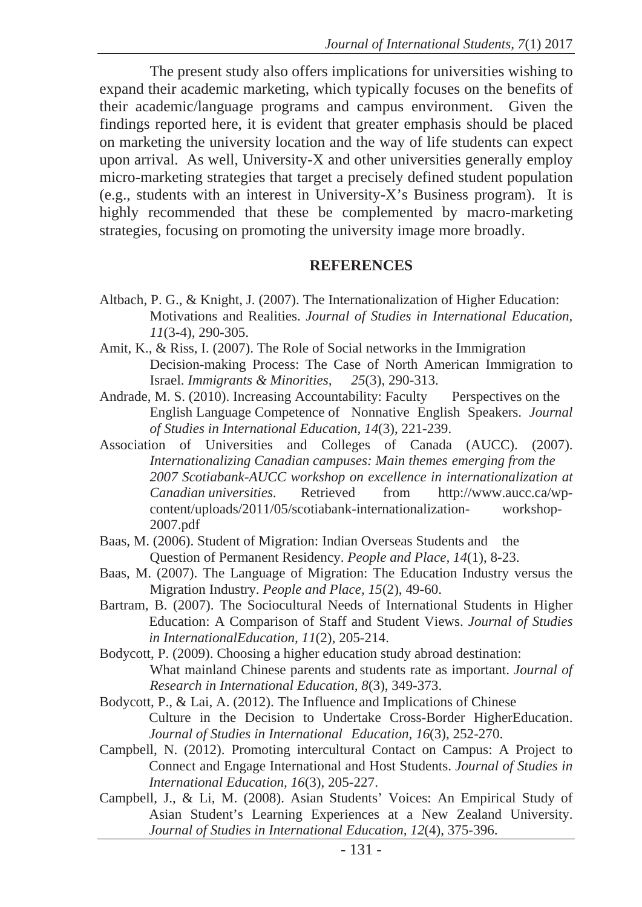The present study also offers implications for universities wishing to expand their academic marketing, which typically focuses on the benefits of their academic/language programs and campus environment. Given the findings reported here, it is evident that greater emphasis should be placed on marketing the university location and the way of life students can expect upon arrival. As well, University-X and other universities generally employ micro-marketing strategies that target a precisely defined student population (e.g., students with an interest in University-X's Business program). It is highly recommended that these be complemented by macro-marketing strategies, focusing on promoting the university image more broadly.

## REFERENCES

Altbach, P. G., & Knight, J. (2007). The Internationalization of Higher Education: Motivations and Realities. *Journal of Studies in International Education*, *11*(3-4), 290-305.

Amit, K., & Riss, I. (2007). The Role of Social networks in the Immigration Decision-making Process: The Case of North American Immigration to Israel. *Immigrants & Minorities, 25*(3), 290-313.

Andrade, M. S. (2010). Increasing Accountability: Faculty Perspectives on the English Language Competence of Nonnative English Speakers. *Journal of Studies in International Education, 14*(3), 221-239.

Association of Universities and Colleges of Canada (AUCC). (2007). *Internationalizing Canadian campuses: Main themes emerging from the 2007 Scotiabank-AUCC workshop on excellence in internationalization at Canadian universities.* Retrieved from http://www.aucc.ca/wp-content/uploads/2011/05/scotiabank-internationalization- workshop-2007.pdf

Baas, M. (2006). Student of Migration: Indian Overseas Students and the Question of Permanent Residency. *People and Place, 14*(1), 8-23.

Baas, M. (2007). The Language of Migration: The Education Industry versus the Migration Industry. *People and Place, 15*(2), 49-60.

Bartram, B. (2007). The Sociocultural Needs of International Students in Higher Education: A Comparison of Staff and Student Views. *Journal of Studies in InternationalEducation, 11*(2), 205-214.

Bodycott, P. (2009). Choosing a higher education study abroad destination: What mainland Chinese parents and students rate as important. *Journal of Research in International Education, 8*(3), 349-373.

Bodycott, P., & Lai, A. (2012). The Influence and Implications of Chinese Culture in the Decision to Undertake Cross-Border HigherEducation. *Journal of Studies in International Education, 16*(3), 252-270.

Campbell, N. (2012). Promoting intercultural Contact on Campus: A Project to Connect and Engage International and Host Students. *Journal of Studies in International Education, 16*(3), 205-227.

Campbell, J., & Li, M. (2008). Asian Students' Voices: An Empirical Study of Asian Student's Learning Experiences at a New Zealand University. *Journal of Studies in International Education, 12*(4), 375-396.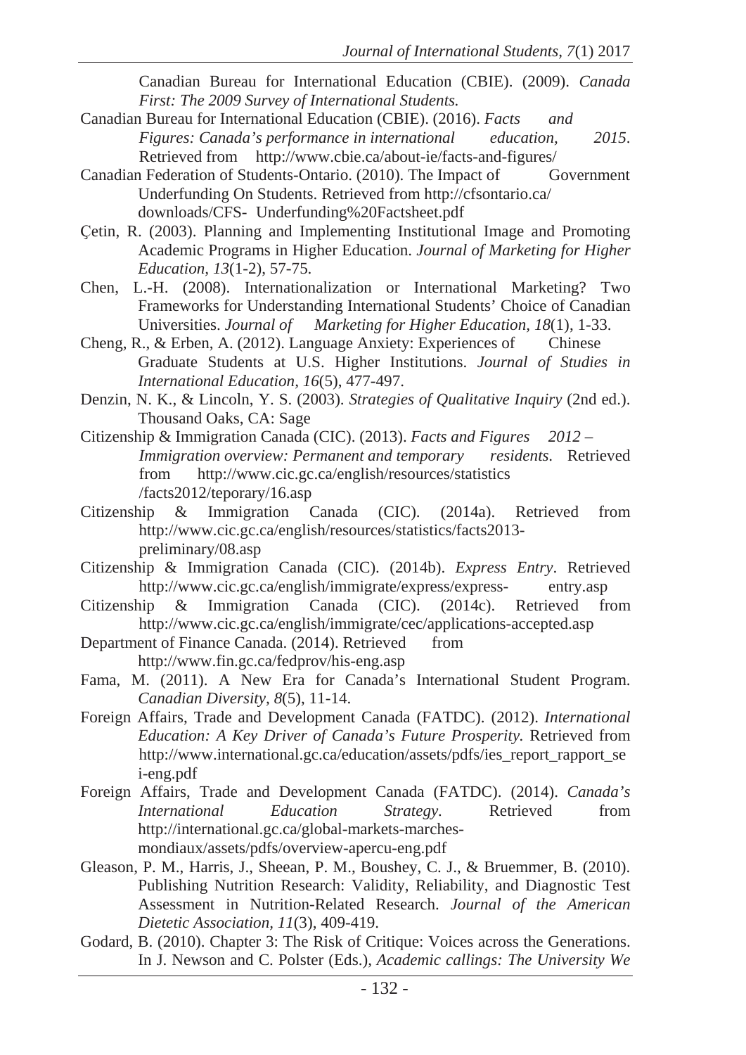Canadian Bureau for International Education (CBIE). (2009). *Canada First: The 2009 Survey of International Students.*

Canadian Bureau for International Education (CBIE). (2016). *Facts and Figures: Canada's performance in international education, 2015*. Retrieved from http://www.cbie.ca/about-ie/facts-and-figures/

Canadian Federation of Students-Ontario. (2010). The Impact of Government Underfunding On Students. Retrieved from http://cfsontario.ca/downloads/CFS- Underfunding%20Factsheet.pdf

Çetin, R. (2003). Planning and Implementing Institutional Image and Promoting Academic Programs in Higher Education. *Journal of Marketing for Higher Education*, *13*(1-2), 57-75.

Chen, L.-H. (2008). Internationalization or International Marketing? Two Frameworks for Understanding International Students' Choice of Canadian Universities. *Journal of Marketing for Higher Education*, *18*(1), 1-33.

Cheng, R., & Erben, A. (2012). Language Anxiety: Experiences of Chinese Graduate Students at U.S. Higher Institutions. *Journal of Studies in International Education*, *16*(5), 477-497.

Denzin, N. K., & Lincoln, Y. S. (2003). *Strategies of Qualitative Inquiry* (2nd ed.). Thousand Oaks, CA: Sage

Citizenship & Immigration Canada (CIC). (2013). *Facts and Figures 2012 – Immigration overview: Permanent and temporary residents*. Retrieved from http://www.cic.gc.ca/english/resources/statistics /facts2012/teporary/16.asp

Citizenship & Immigration Canada (CIC). (2014a). Retrieved from http://www.cic.gc.ca/english/resources/statistics/facts2013-preliminary/08.asp

Citizenship & Immigration Canada (CIC). (2014b). *Express Entry*. Retrieved http://www.cic.gc.ca/english/immigrate/express/express- entry.asp

Citizenship & Immigration Canada (CIC). (2014c). Retrieved from http://www.cic.gc.ca/english/immigrate/cec/applications-accepted.asp

Department of Finance Canada. (2014). Retrieved from http://www.fin.gc.ca/fedprov/his-eng.asp

Fama, M. (2011). A New Era for Canada's International Student Program. *Canadian Diversity*, *8*(5), 11-14.

Foreign Affairs, Trade and Development Canada (FATDC). (2012). *International Education: A Key Driver of Canada's Future Prosperity.* Retrieved from http://www.international.gc.ca/education/assets/pdfs/ies_report_rapport_sei-eng.pdf

Foreign Affairs, Trade and Development Canada (FATDC). (2014). *Canada's International Education Strategy*. Retrieved from http://international.gc.ca/global-markets-marches-mondiaux/assets/pdfs/overview-apercu-eng.pdf

Gleason, P. M., Harris, J., Sheean, P. M., Boushey, C. J., & Bruemmer, B. (2010). Publishing Nutrition Research: Validity, Reliability, and Diagnostic Test Assessment in Nutrition-Related Research. *Journal of the American Dietetic Association*, *11*(3), 409-419.

Godard, B. (2010). Chapter 3: The Risk of Critique: Voices across the Generations. In J. Newson and C. Polster (Eds.), *Academic callings: The University We*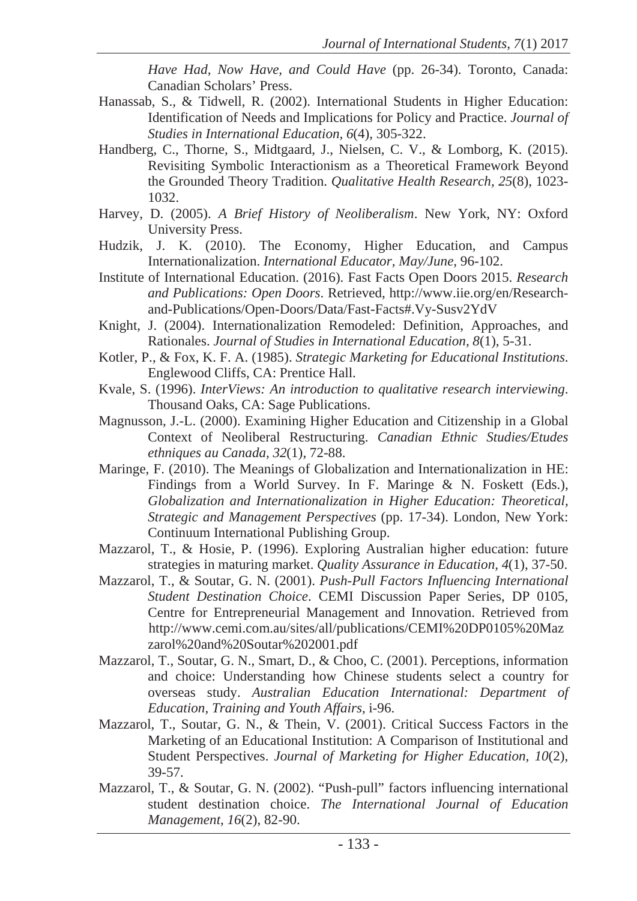*Have Had, Now Have, and Could Have* (pp. 26-34). Toronto, Canada: Canadian Scholars' Press.

Hanassab, S., & Tidwell, R. (2002). International Students in Higher Education: Identification of Needs and Implications for Policy and Practice. *Journal of Studies in International Education*, *6*(4), 305-322.

Handberg, C., Thorne, S., Midtgaard, J., Nielsen, C. V., & Lomborg, K. (2015). Revisiting Symbolic Interactionism as a Theoretical Framework Beyond the Grounded Theory Tradition. *Qualitative Health Research*, *25*(8), 1023-1032.

Harvey, D. (2005). *A Brief History of Neoliberalism*. New York, NY: Oxford University Press.

Hudzik, J. K. (2010). The Economy, Higher Education, and Campus Internationalization. *International Educator*, *May/June*, 96-102.

Institute of International Education. (2016). Fast Facts Open Doors 2015. *Research and Publications: Open Doors*. Retrieved, http://www.iie.org/en/Research-and-Publications/Open-Doors/Data/Fast-Facts#.Vy-Susv2YdV

Knight, J. (2004). Internationalization Remodeled: Definition, Approaches, and Rationales. *Journal of Studies in International Education*, *8*(1), 5-31.

Kotler, P., & Fox, K. F. A. (1985). *Strategic Marketing for Educational Institutions.* Englewood Cliffs, CA: Prentice Hall.

Kvale, S. (1996). *InterViews: An introduction to qualitative research interviewing*. Thousand Oaks, CA: Sage Publications.

Magnusson, J.-L. (2000). Examining Higher Education and Citizenship in a Global Context of Neoliberal Restructuring. *Canadian Ethnic Studies/Etudes ethniques au Canada*, *32*(1), 72-88.

Maringe, F. (2010). The Meanings of Globalization and Internationalization in HE: Findings from a World Survey. In F. Maringe & N. Foskett (Eds.), *Globalization and Internationalization in Higher Education: Theoretical, Strategic and Management Perspectives* (pp. 17-34). London, New York: Continuum International Publishing Group.

Mazzarol, T., & Hosie, P. (1996). Exploring Australian higher education: future strategies in maturing market. *Quality Assurance in Education*, *4*(1), 37-50.

Mazzarol, T., & Soutar, G. N. (2001). *Push-Pull Factors Influencing International Student Destination Choice*. CEMI Discussion Paper Series, DP 0105, Centre for Entrepreneurial Management and Innovation. Retrieved from http://www.cemi.com.au/sites/all/publications/CEMI%20DP0105%20Mazzarol%20and%20Soutar%202001.pdf

Mazzarol, T., Soutar, G. N., Smart, D., & Choo, C. (2001). Perceptions, information and choice: Understanding how Chinese students select a country for overseas study. *Australian Education International: Department of Education, Training and Youth Affairs*, i-96.

Mazzarol, T., Soutar, G. N., & Thein, V. (2001). Critical Success Factors in the Marketing of an Educational Institution: A Comparison of Institutional and Student Perspectives. *Journal of Marketing for Higher Education*, *10*(2), 39-57.

Mazzarol, T., & Soutar, G. N. (2002). "Push-pull" factors influencing international student destination choice. *The International Journal of Education Management*, *16*(2), 82-90.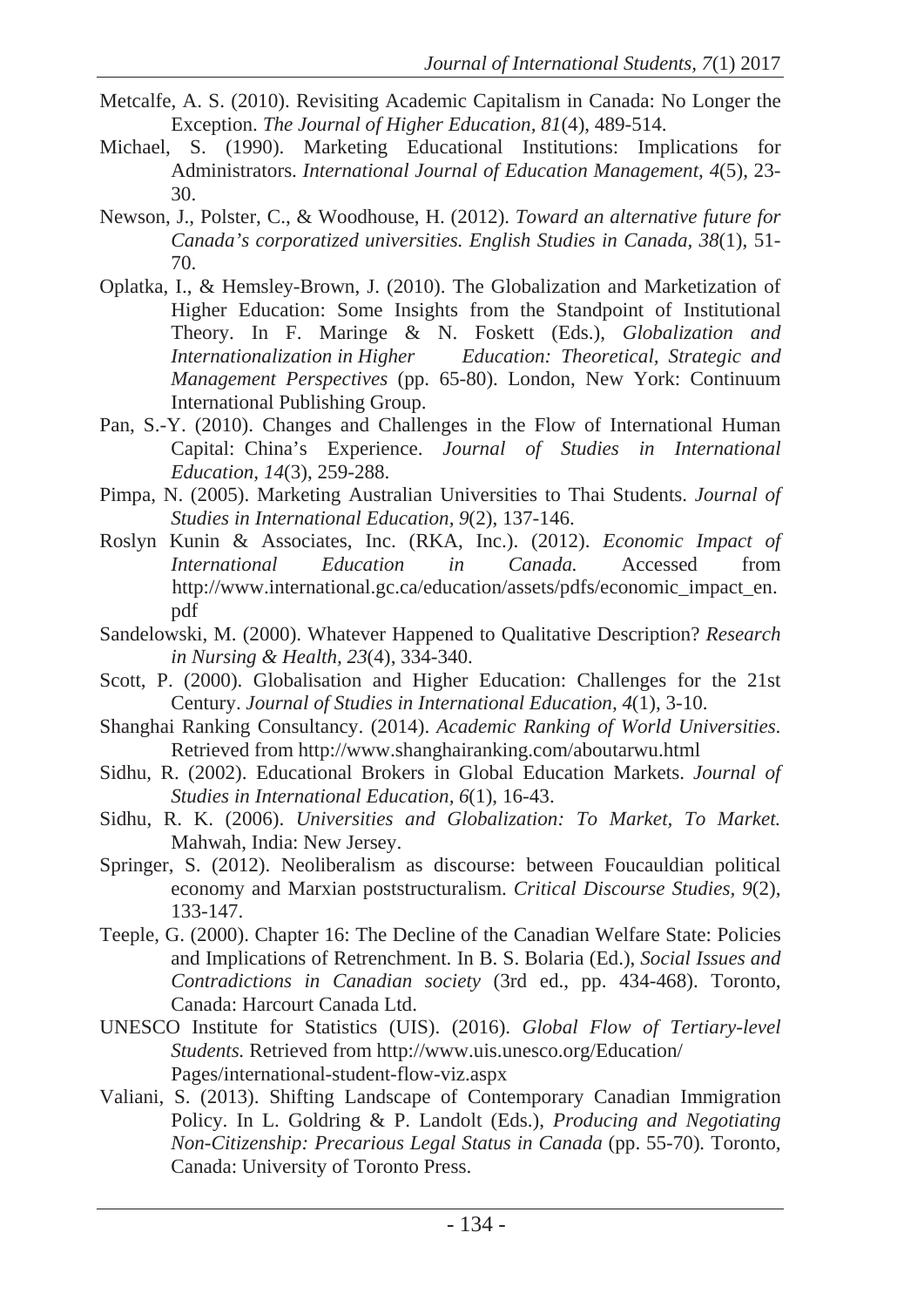Metcalfe, A. S. (2010). Revisiting Academic Capitalism in Canada: No Longer the Exception. *The Journal of Higher Education, 81*(4), 489-514.

Michael, S. (1990). Marketing Educational Institutions: Implications for Administrators. *International Journal of Education Management, 4*(5), 23-30.

Newson, J., Polster, C., & Woodhouse, H. (2012). *Toward an alternative future for Canada's corporatized universities. English Studies in Canada, 38*(1), 51-70.

Oplatka, I., & Hemsley-Brown, J. (2010). The Globalization and Marketization of Higher Education: Some Insights from the Standpoint of Institutional Theory. In F. Maringe & N. Foskett (Eds.), *Globalization and Internationalization in Higher Education: Theoretical, Strategic and Management Perspectives* (pp. 65-80). London, New York: Continuum International Publishing Group.

Pan, S.-Y. (2010). Changes and Challenges in the Flow of International Human Capital: China's Experience. *Journal of Studies in International Education, 14*(3), 259-288.

Pimpa, N. (2005). Marketing Australian Universities to Thai Students. *Journal of Studies in International Education, 9*(2), 137-146.

Roslyn Kunin & Associates, Inc. (RKA, Inc.). (2012). *Economic Impact of International Education in Canada.* Accessed from http://www.international.gc.ca/education/assets/pdfs/economic_impact_en.pdf

Sandelowski, M. (2000). Whatever Happened to Qualitative Description? *Research in Nursing & Health, 23*(4), 334-340.

Scott, P. (2000). Globalisation and Higher Education: Challenges for the 21st Century. *Journal of Studies in International Education, 4*(1), 3-10.

Shanghai Ranking Consultancy. (2014). *Academic Ranking of World Universities.* Retrieved from http://www.shanghairanking.com/aboutarwu.html

Sidhu, R. (2002). Educational Brokers in Global Education Markets. *Journal of Studies in International Education, 6*(1), 16-43.

Sidhu, R. K. (2006). *Universities and Globalization: To Market, To Market.* Mahwah, India: New Jersey.

Springer, S. (2012). Neoliberalism as discourse: between Foucauldian political economy and Marxian poststructuralism. *Critical Discourse Studies, 9*(2), 133-147.

Teeple, G. (2000). Chapter 16: The Decline of the Canadian Welfare State: Policies and Implications of Retrenchment. In B. S. Bolaria (Ed.), *Social Issues and Contradictions in Canadian society* (3rd ed., pp. 434-468). Toronto, Canada: Harcourt Canada Ltd.

UNESCO Institute for Statistics (UIS). (2016). *Global Flow of Tertiary-level Students.* Retrieved from http://www.uis.unesco.org/Education/Pages/international-student-flow-viz.aspx

Valiani, S. (2013). Shifting Landscape of Contemporary Canadian Immigration Policy. In L. Goldring & P. Landolt (Eds.), *Producing and Negotiating Non-Citizenship: Precarious Legal Status in Canada* (pp. 55-70). Toronto, Canada: University of Toronto Press.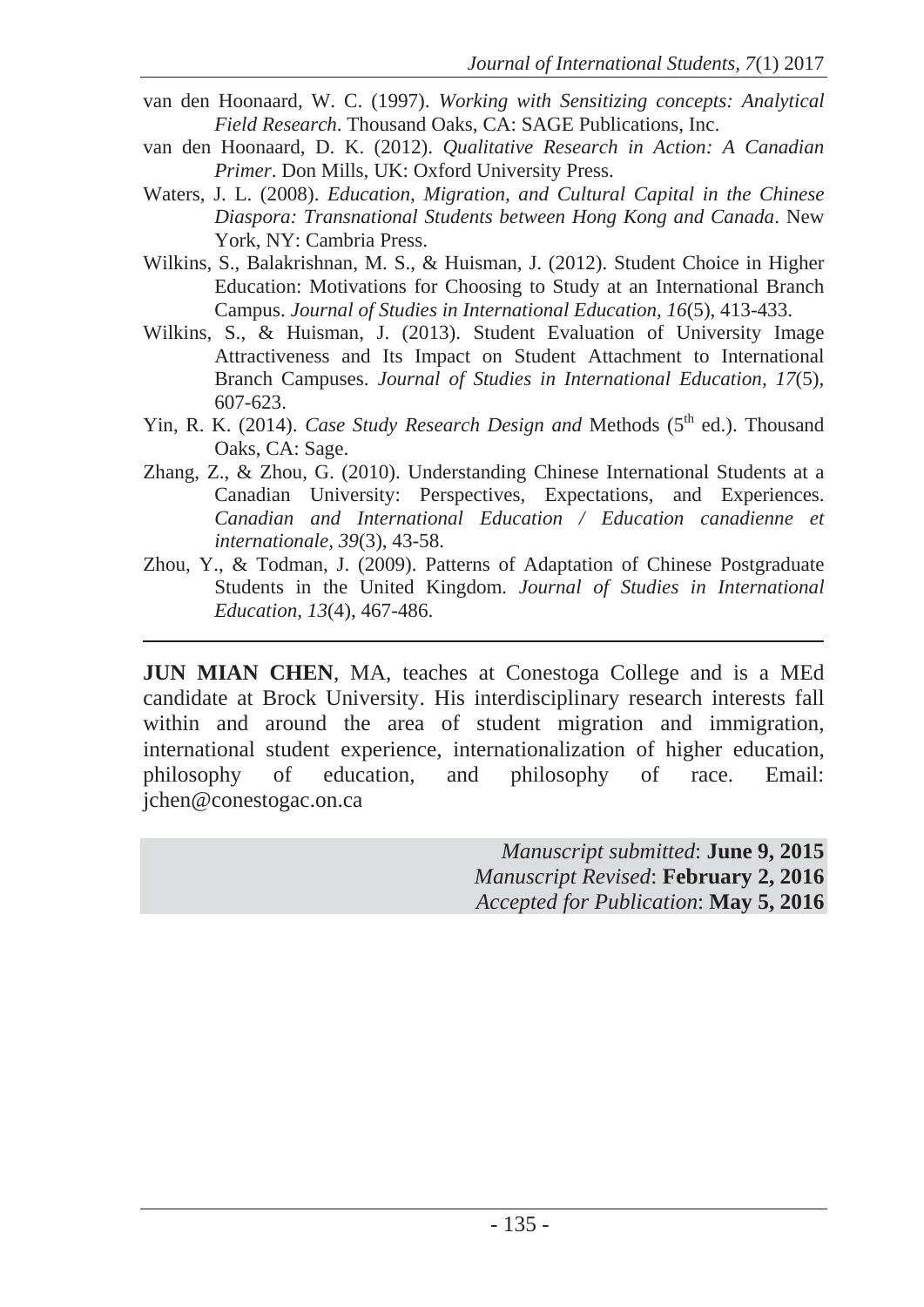van den Hoonaard, W. C. (1997). *Working with Sensitizing concepts: Analytical Field Research*. Thousand Oaks, CA: SAGE Publications, Inc.

van den Hoonaard, D. K. (2012). *Qualitative Research in Action: A Canadian Primer*. Don Mills, UK: Oxford University Press.

Waters, J. L. (2008). *Education, Migration, and Cultural Capital in the Chinese Diaspora: Transnational Students between Hong Kong and Canada*. New York, NY: Cambria Press.

Wilkins, S., Balakrishnan, M. S., & Huisman, J. (2012). Student Choice in Higher Education: Motivations for Choosing to Study at an International Branch Campus. *Journal of Studies in International Education, 16*(5), 413-433.

Wilkins, S., & Huisman, J. (2013). Student Evaluation of University Image Attractiveness and Its Impact on Student Attachment to International Branch Campuses. *Journal of Studies in International Education, 17*(5), 607-623.

Yin, R. K. (2014). *Case Study Research Design and* Methods (5th ed.). Thousand Oaks, CA: Sage.

Zhang, Z., & Zhou, G. (2010). Understanding Chinese International Students at a Canadian University: Perspectives, Expectations, and Experiences. *Canadian and International Education / Education canadienne et internationale, 39*(3), 43-58.

Zhou, Y., & Todman, J. (2009). Patterns of Adaptation of Chinese Postgraduate Students in the United Kingdom. *Journal of Studies in International Education, 13*(4), 467-486.

---

**JUN MIAN CHEN**, MA, teaches at Conestoga College and is a MEd candidate at Brock University. His interdisciplinary research interests fall within and around the area of student migration and immigration, international student experience, internationalization of higher education, philosophy of education, and philosophy of race. Email: jchen@conestogac.on.ca

*Manuscript submitted*: **June 9, 2015**
*Manuscript Revised*: **February 2, 2016**
*Accepted for Publication*: **May 5, 2016**